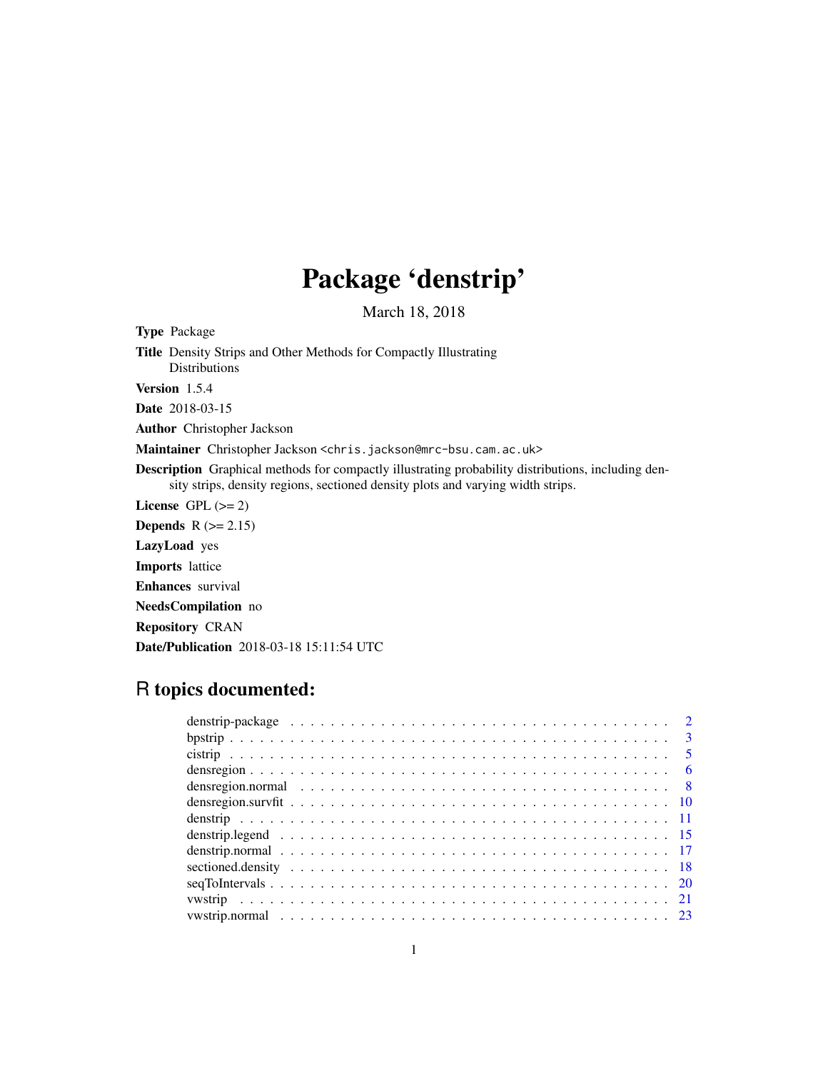# Package 'denstrip'

March 18, 2018

**Type** Package

**Title** Density Strips and Other Methods for Compactly Illustrating Distributions

**Version** 1.5.4

**Date** 2018-03-15

**Author** Christopher Jackson

**Maintainer** Christopher Jackson <chris.jackson@mrc-bsu.cam.ac.uk>

**Description** Graphical methods for compactly illustrating probability distributions, including density strips, density regions, sectioned density plots and varying width strips.

**License** GPL (>= 2)

**Depends** R (>= 2.15)

**LazyLoad** yes

**Imports** lattice

**Enhances** survival

**NeedsCompilation** no

**Repository** CRAN

**Date/Publication** 2018-03-18 15:11:54 UTC

## R topics documented:

| | |
|---|---|
| denstrip-package | 2 |
| bpstrip | 3 |
| cistrip | 5 |
| densregion | 6 |
| densregion.normal | 8 |
| densregion.survfit | 10 |
| denstrip | 11 |
| denstrip.legend | 15 |
| denstrip.normal | 17 |
| sectioned.density | 18 |
| seqToIntervals | 20 |
| vwstrip | 21 |
| vwstrip.normal | 23 |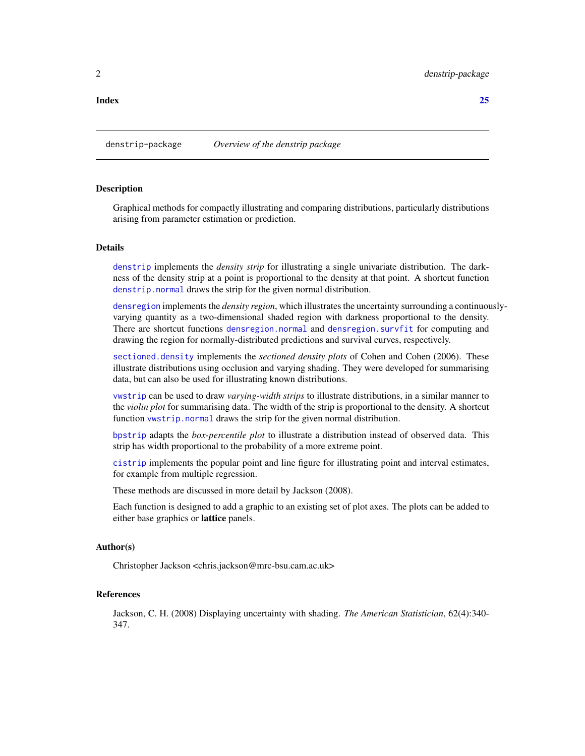**Index** 25

---

denstrip-package *Overview of the denstrip package*

---

## Description

Graphical methods for compactly illustrating and comparing distributions, particularly distributions arising from parameter estimation or prediction.

## Details

`denstrip` implements the *density strip* for illustrating a single univariate distribution. The darkness of the density strip at a point is proportional to the density at that point. A shortcut function `denstrip.normal` draws the strip for the given normal distribution.

`densregion` implements the *density region*, which illustrates the uncertainty surrounding a continuously-varying quantity as a two-dimensional shaded region with darkness proportional to the density. There are shortcut functions `densregion.normal` and `densregion.survfit` for computing and drawing the region for normally-distributed predictions and survival curves, respectively.

`sectioned.density` implements the *sectioned density plots* of Cohen and Cohen (2006). These illustrate distributions using occlusion and varying shading. They were developed for summarising data, but can also be used for illustrating known distributions.

`vwstrip` can be used to draw *varying-width strips* to illustrate distributions, in a similar manner to the *violin plot* for summarising data. The width of the strip is proportional to the density. A shortcut function `vwstrip.normal` draws the strip for the given normal distribution.

`bpstrip` adapts the *box-percentile plot* to illustrate a distribution instead of observed data. This strip has width proportional to the probability of a more extreme point.

`cistrip` implements the popular point and line figure for illustrating point and interval estimates, for example from multiple regression.

These methods are discussed in more detail by Jackson (2008).

Each function is designed to add a graphic to an existing set of plot axes. The plots can be added to either base graphics or **lattice** panels.

## Author(s)

Christopher Jackson <chris.jackson@mrc-bsu.cam.ac.uk>

## References

Jackson, C. H. (2008) Displaying uncertainty with shading. *The American Statistician*, 62(4):340-347.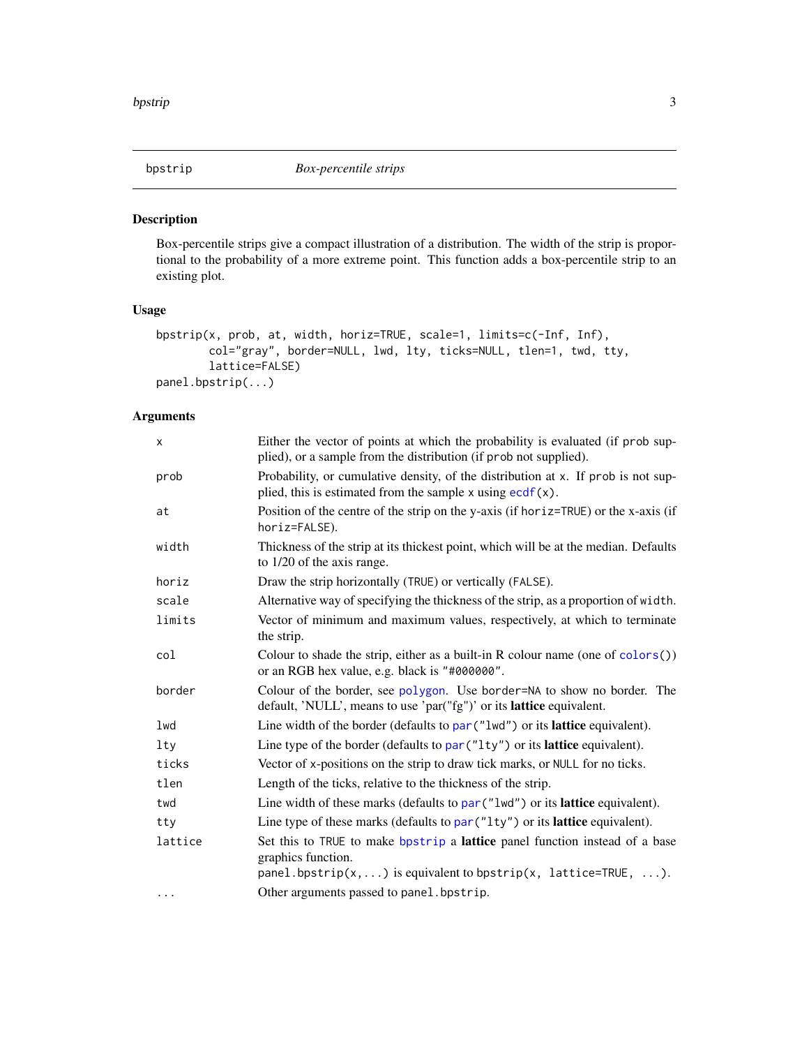| bpstrip | *Box-percentile strips* |
| --- | --- |

## Description

Box-percentile strips give a compact illustration of a distribution. The width of the strip is proportional to the probability of a more extreme point. This function adds a box-percentile strip to an existing plot.

## Usage

```
bpstrip(x, prob, at, width, horiz=TRUE, scale=1, limits=c(-Inf, Inf),
        col="gray", border=NULL, lwd, lty, ticks=NULL, tlen=1, twd, tty,
        lattice=FALSE)
panel.bpstrip(...)
```

## Arguments

| | |
| --- | --- |
| `x` | Either the vector of points at which the probability is evaluated (if `prob` supplied), or a sample from the distribution (if `prob` not supplied). |
| `prob` | Probability, or cumulative density, of the distribution at `x`. If `prob` is not supplied, this is estimated from the sample `x` using `ecdf(x)`. |
| `at` | Position of the centre of the strip on the y-axis (if `horiz=TRUE`) or the x-axis (if `horiz=FALSE`). |
| `width` | Thickness of the strip at its thickest point, which will be at the median. Defaults to 1/20 of the axis range. |
| `horiz` | Draw the strip horizontally (`TRUE`) or vertically (`FALSE`). |
| `scale` | Alternative way of specifying the thickness of the strip, as a proportion of `width`. |
| `limits` | Vector of minimum and maximum values, respectively, at which to terminate the strip. |
| `col` | Colour to shade the strip, either as a built-in R colour name (one of `colors()`) or an RGB hex value, e.g. black is `"#000000"`. |
| `border` | Colour of the border, see `polygon`. Use `border=NA` to show no border. The default, 'NULL', means to use 'par("fg")' or its **lattice** equivalent. |
| `lwd` | Line width of the border (defaults to `par("lwd")` or its **lattice** equivalent). |
| `lty` | Line type of the border (defaults to `par("lty")` or its **lattice** equivalent). |
| `ticks` | Vector of x-positions on the strip to draw tick marks, or `NULL` for no ticks. |
| `tlen` | Length of the ticks, relative to the thickness of the strip. |
| `twd` | Line width of these marks (defaults to `par("lwd")` or its **lattice** equivalent). |
| `tty` | Line type of these marks (defaults to `par("lty")` or its **lattice** equivalent). |
| `lattice` | Set this to `TRUE` to make `bpstrip` a **lattice** panel function instead of a base graphics function. `panel.bpstrip(x,...)` is equivalent to `bpstrip(x, lattice=TRUE, ...)`. |
| `...` | Other arguments passed to `panel.bpstrip`. |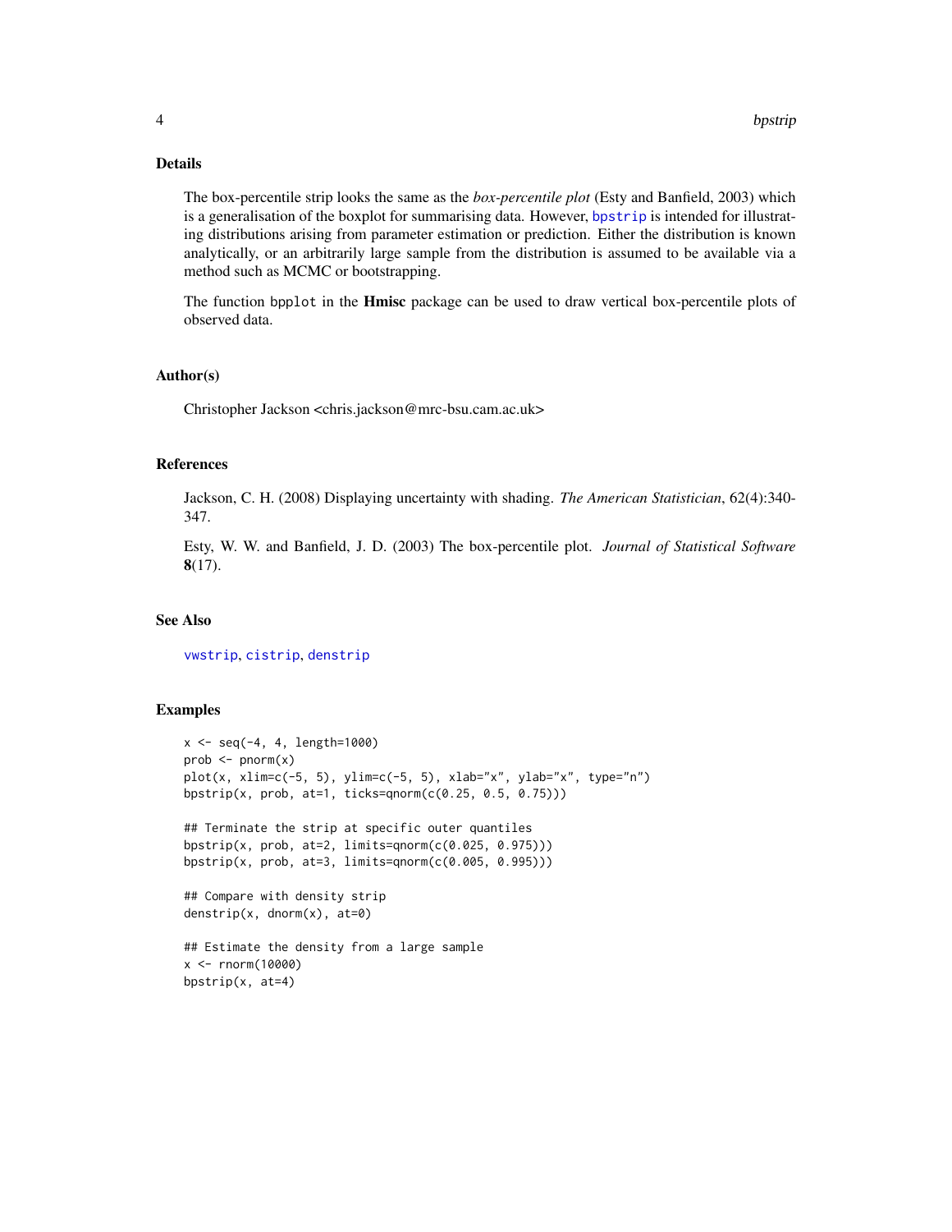## Details

The box-percentile strip looks the same as the *box-percentile plot* (Esty and Banfield, 2003) which is a generalisation of the boxplot for summarising data. However, `bpstrip` is intended for illustrating distributions arising from parameter estimation or prediction. Either the distribution is known analytically, or an arbitrarily large sample from the distribution is assumed to be available via a method such as MCMC or bootstrapping.

The function `bpplot` in the **Hmisc** package can be used to draw vertical box-percentile plots of observed data.

## Author(s)

Christopher Jackson <chris.jackson@mrc-bsu.cam.ac.uk>

## References

Jackson, C. H. (2008) Displaying uncertainty with shading. *The American Statistician*, 62(4):340-347.

Esty, W. W. and Banfield, J. D. (2003) The box-percentile plot. *Journal of Statistical Software* **8**(17).

## See Also

`vwstrip`, `cistrip`, `denstrip`

## Examples

```
x <- seq(-4, 4, length=1000)
prob <- pnorm(x)
plot(x, xlim=c(-5, 5), ylim=c(-5, 5), xlab="x", ylab="x", type="n")
bpstrip(x, prob, at=1, ticks=qnorm(c(0.25, 0.5, 0.75)))

## Terminate the strip at specific outer quantiles
bpstrip(x, prob, at=2, limits=qnorm(c(0.025, 0.975)))
bpstrip(x, prob, at=3, limits=qnorm(c(0.005, 0.995)))

## Compare with density strip
denstrip(x, dnorm(x), at=0)

## Estimate the density from a large sample
x <- rnorm(10000)
bpstrip(x, at=4)
```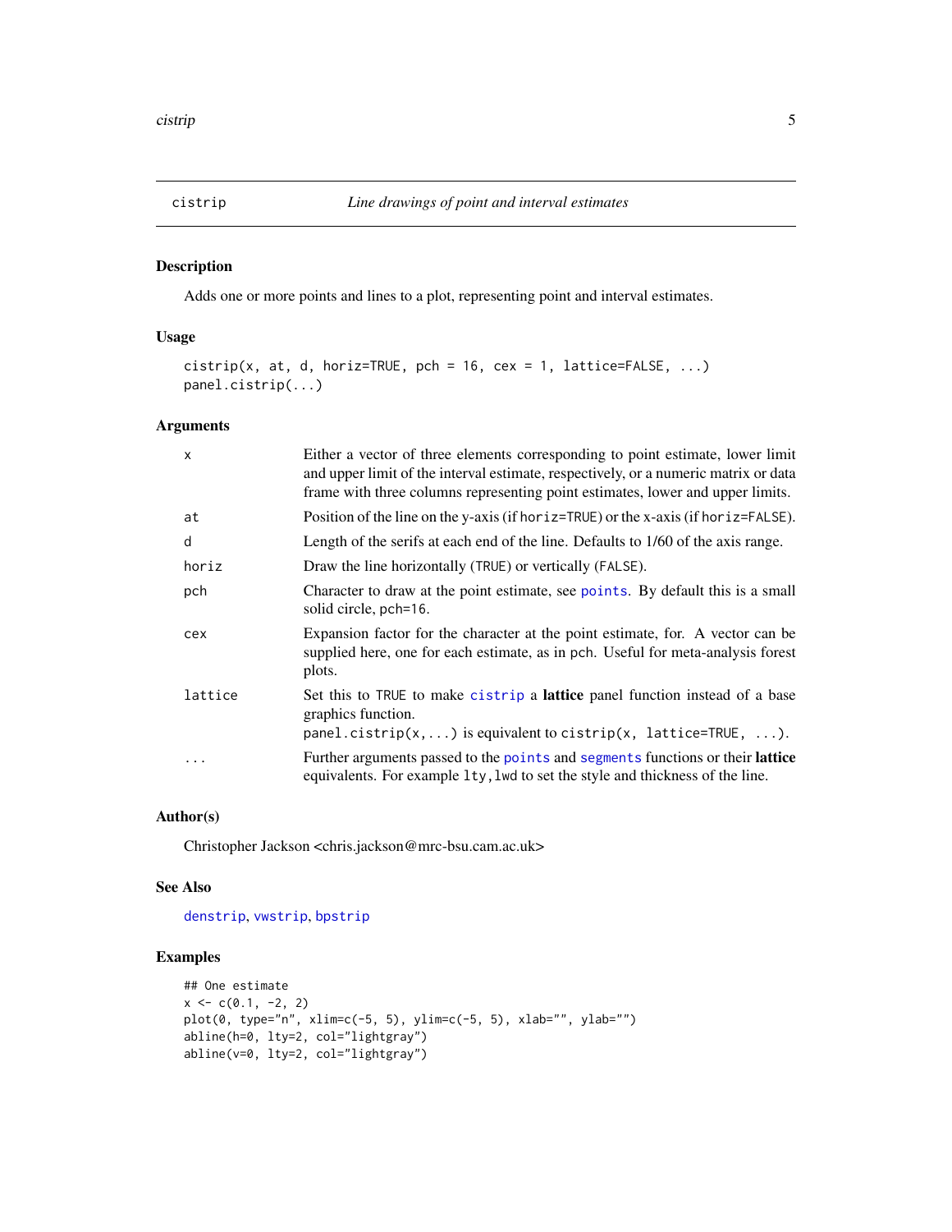cistrip *Line drawings of point and interval estimates*

## Description

Adds one or more points and lines to a plot, representing point and interval estimates.

## Usage

```
cistrip(x, at, d, horiz=TRUE, pch = 16, cex = 1, lattice=FALSE, ...)
panel.cistrip(...)
```

## Arguments

| | |
|---|---|
| `x` | Either a vector of three elements corresponding to point estimate, lower limit and upper limit of the interval estimate, respectively, or a numeric matrix or data frame with three columns representing point estimates, lower and upper limits. |
| `at` | Position of the line on the y-axis (if `horiz=TRUE`) or the x-axis (if `horiz=FALSE`). |
| `d` | Length of the serifs at each end of the line. Defaults to 1/60 of the axis range. |
| `horiz` | Draw the line horizontally (`TRUE`) or vertically (`FALSE`). |
| `pch` | Character to draw at the point estimate, see `points`. By default this is a small solid circle, pch=16. |
| `cex` | Expansion factor for the character at the point estimate, for. A vector can be supplied here, one for each estimate, as in pch. Useful for meta-analysis forest plots. |
| `lattice` | Set this to `TRUE` to make `cistrip` a **lattice** panel function instead of a base graphics function. `panel.cistrip(x,...)` is equivalent to `cistrip(x, lattice=TRUE, ...)`. |
| `...` | Further arguments passed to the `points` and `segments` functions or their **lattice** equivalents. For example `lty`,`lwd` to set the style and thickness of the line. |

## Author(s)

Christopher Jackson <chris.jackson@mrc-bsu.cam.ac.uk>

## See Also

`denstrip`, `vwstrip`, `bpstrip`

## Examples

```
## One estimate
x <- c(0.1, -2, 2)
plot(0, type="n", xlim=c(-5, 5), ylim=c(-5, 5), xlab="", ylab="")
abline(h=0, lty=2, col="lightgray")
abline(v=0, lty=2, col="lightgray")
```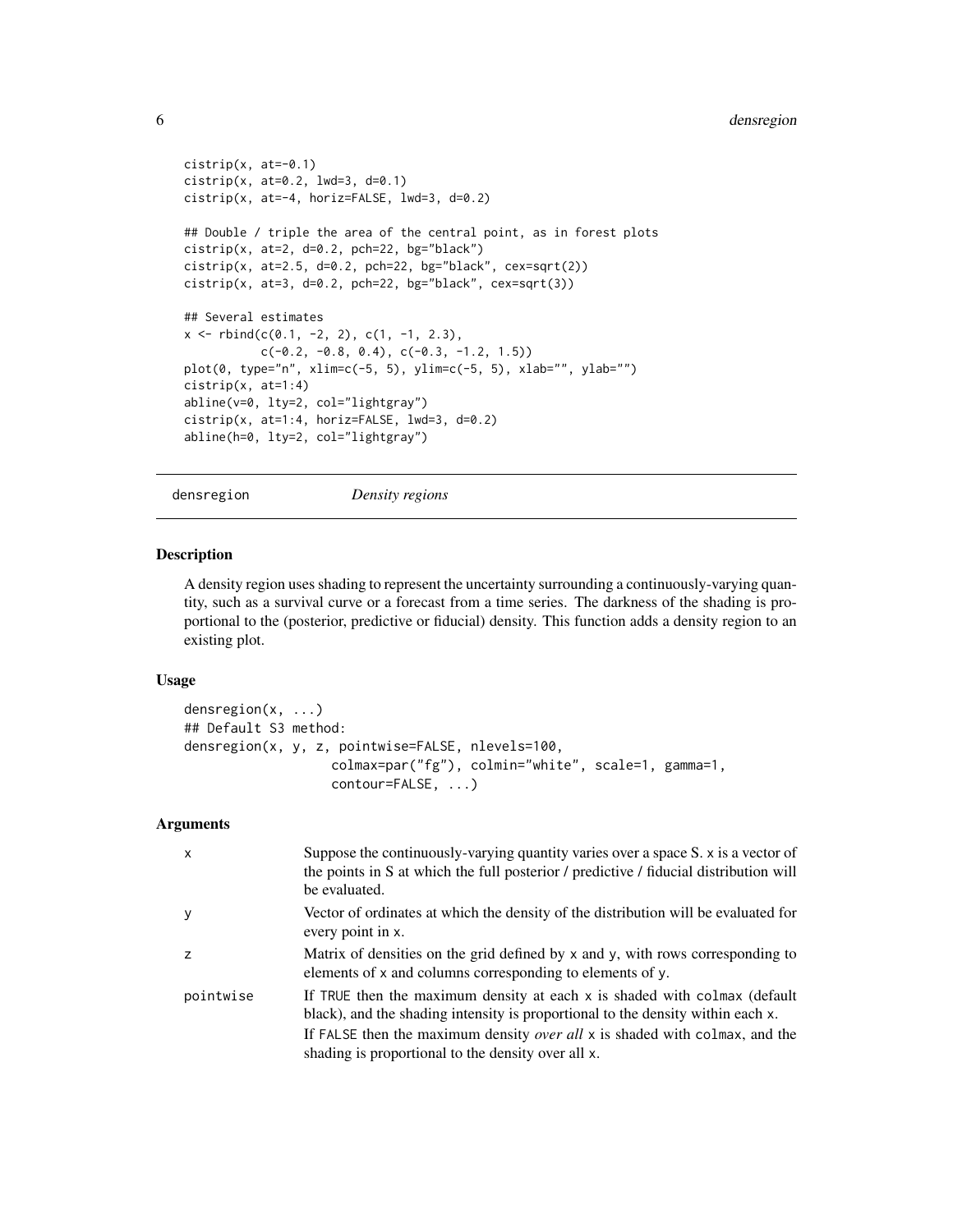```
cistrip(x, at=-0.1)
cistrip(x, at=0.2, lwd=3, d=0.1)
cistrip(x, at=-4, horiz=FALSE, lwd=3, d=0.2)

## Double / triple the area of the central point, as in forest plots
cistrip(x, at=2, d=0.2, pch=22, bg="black")
cistrip(x, at=2.5, d=0.2, pch=22, bg="black", cex=sqrt(2))
cistrip(x, at=3, d=0.2, pch=22, bg="black", cex=sqrt(3))

## Several estimates
x <- rbind(c(0.1, -2, 2), c(1, -1, 2.3),
           c(-0.2, -0.8, 0.4), c(-0.3, -1.2, 1.5))
plot(0, type="n", xlim=c(-5, 5), ylim=c(-5, 5), xlab="", ylab="")
cistrip(x, at=1:4)
abline(v=0, lty=2, col="lightgray")
cistrip(x, at=1:4, horiz=FALSE, lwd=3, d=0.2)
abline(h=0, lty=2, col="lightgray")
```

---

## densregion *Density regions*

### Description

A density region uses shading to represent the uncertainty surrounding a continuously-varying quantity, such as a survival curve or a forecast from a time series. The darkness of the shading is proportional to the (posterior, predictive or fiducial) density. This function adds a density region to an existing plot.

### Usage

```
densregion(x, ...)
## Default S3 method:
densregion(x, y, z, pointwise=FALSE, nlevels=100,
                   colmax=par("fg"), colmin="white", scale=1, gamma=1,
                   contour=FALSE, ...)
```

### Arguments

| | |
|---|---|
| x | Suppose the continuously-varying quantity varies over a space S. x is a vector of the points in S at which the full posterior / predictive / fiducial distribution will be evaluated. |
| y | Vector of ordinates at which the density of the distribution will be evaluated for every point in x. |
| z | Matrix of densities on the grid defined by x and y, with rows corresponding to elements of x and columns corresponding to elements of y. |
| pointwise | If TRUE then the maximum density at each x is shaded with colmax (default black), and the shading intensity is proportional to the density within each x. If FALSE then the maximum density *over all* x is shaded with colmax, and the shading is proportional to the density over all x. |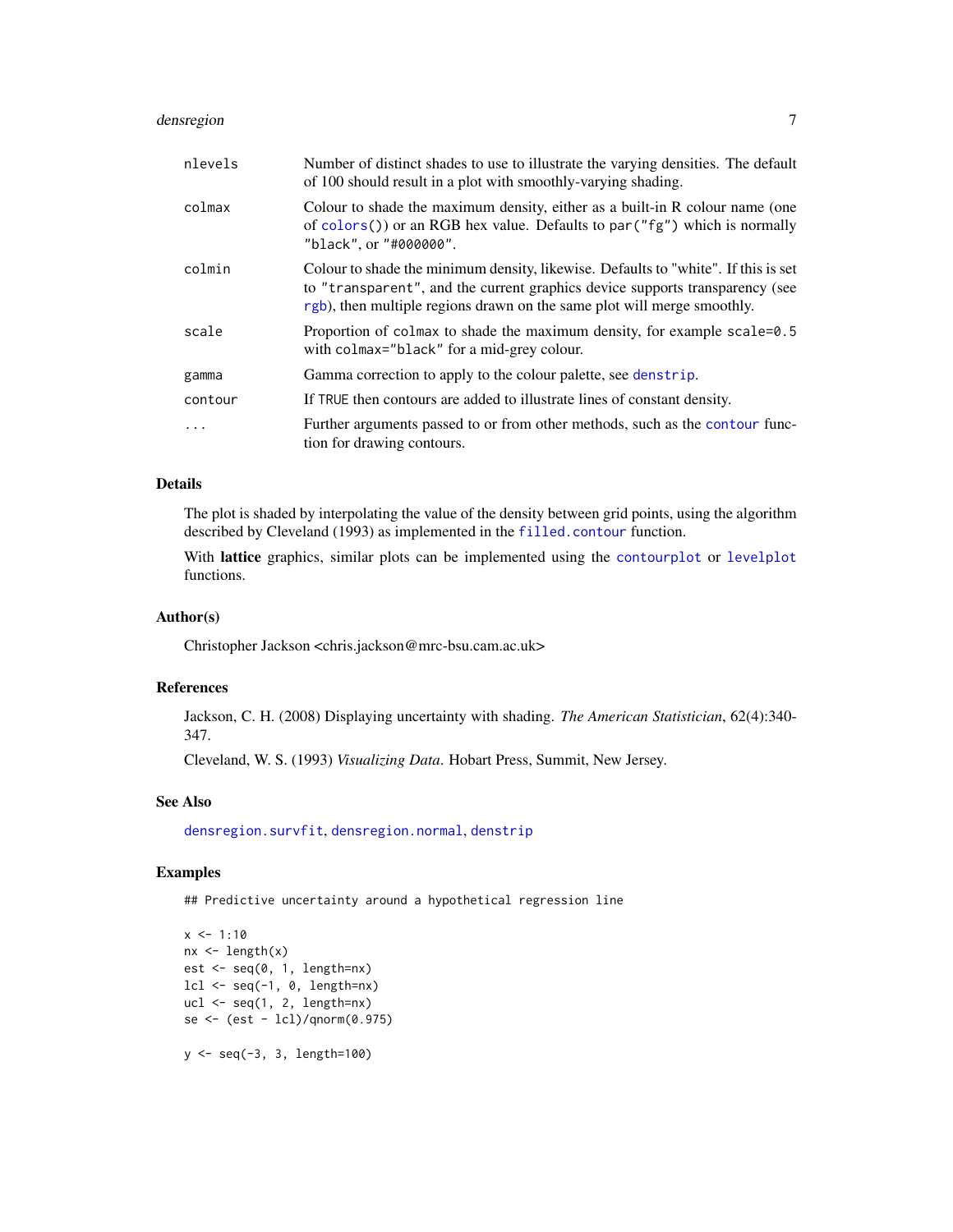| | |
|---|---|
| nlevels | Number of distinct shades to use to illustrate the varying densities. The default of 100 should result in a plot with smoothly-varying shading. |
| colmax | Colour to shade the maximum density, either as a built-in R colour name (one of `colors()`) or an RGB hex value. Defaults to `par("fg")` which is normally `"black"`, or `"#000000"`. |
| colmin | Colour to shade the minimum density, likewise. Defaults to "white". If this is set to `"transparent"`, and the current graphics device supports transparency (see `rgb`), then multiple regions drawn on the same plot will merge smoothly. |
| scale | Proportion of `colmax` to shade the maximum density, for example `scale=0.5` with `colmax="black"` for a mid-grey colour. |
| gamma | Gamma correction to apply to the colour palette, see `denstrip`. |
| contour | If `TRUE` then contours are added to illustrate lines of constant density. |
| ... | Further arguments passed to or from other methods, such as the `contour` function for drawing contours. |

## Details

The plot is shaded by interpolating the value of the density between grid points, using the algorithm described by Cleveland (1993) as implemented in the `filled.contour` function.

With **lattice** graphics, similar plots can be implemented using the `contourplot` or `levelplot` functions.

## Author(s)

Christopher Jackson <chris.jackson@mrc-bsu.cam.ac.uk>

## References

Jackson, C. H. (2008) Displaying uncertainty with shading. *The American Statistician*, 62(4):340-347.

Cleveland, W. S. (1993) *Visualizing Data*. Hobart Press, Summit, New Jersey.

## See Also

`densregion.survfit`, `densregion.normal`, `denstrip`

## Examples

```
## Predictive uncertainty around a hypothetical regression line

x <- 1:10
nx <- length(x)
est <- seq(0, 1, length=nx)
lcl <- seq(-1, 0, length=nx)
ucl <- seq(1, 2, length=nx)
se <- (est - lcl)/qnorm(0.975)

y <- seq(-3, 3, length=100)
```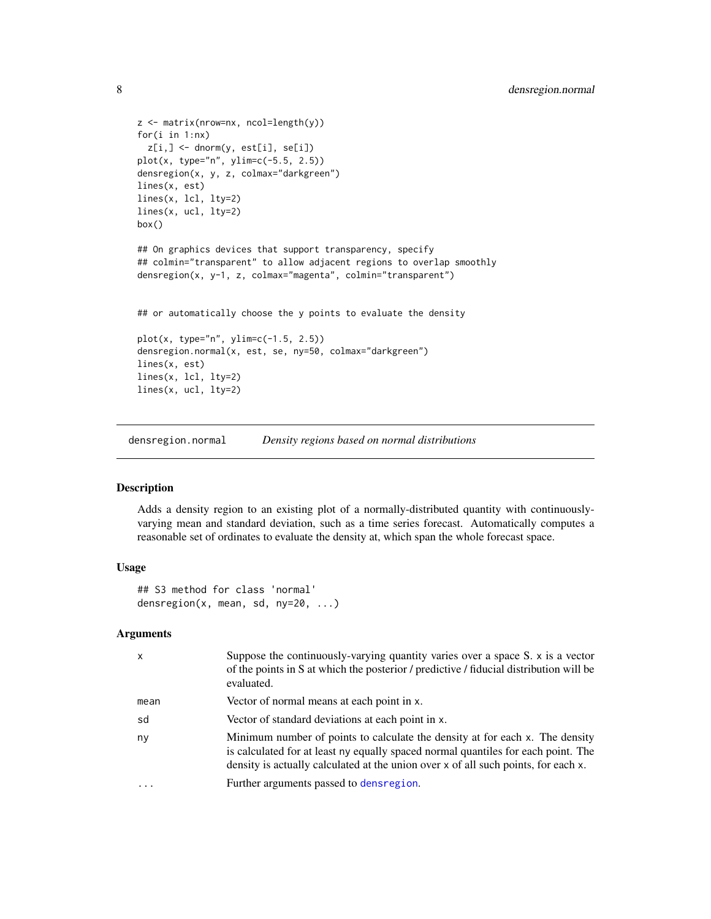```
z <- matrix(nrow=nx, ncol=length(y))
for(i in 1:nx)
  z[i,] <- dnorm(y, est[i], se[i])
plot(x, type="n", ylim=c(-5.5, 2.5))
densregion(x, y, z, colmax="darkgreen")
lines(x, est)
lines(x, lcl, lty=2)
lines(x, ucl, lty=2)
box()

## On graphics devices that support transparency, specify
## colmin="transparent" to allow adjacent regions to overlap smoothly
densregion(x, y-1, z, colmax="magenta", colmin="transparent")


## or automatically choose the y points to evaluate the density

plot(x, type="n", ylim=c(-1.5, 2.5))
densregion.normal(x, est, se, ny=50, colmax="darkgreen")
lines(x, est)
lines(x, lcl, lty=2)
lines(x, ucl, lty=2)
```

## densregion.normal — *Density regions based on normal distributions*

### Description

Adds a density region to an existing plot of a normally-distributed quantity with continuously-varying mean and standard deviation, such as a time series forecast. Automatically computes a reasonable set of ordinates to evaluate the density at, which span the whole forecast space.

### Usage

```
## S3 method for class 'normal'
densregion(x, mean, sd, ny=20, ...)
```

### Arguments

| | |
|---|---|
| x | Suppose the continuously-varying quantity varies over a space S. x is a vector of the points in S at which the posterior / predictive / fiducial distribution will be evaluated. |
| mean | Vector of normal means at each point in x. |
| sd | Vector of standard deviations at each point in x. |
| ny | Minimum number of points to calculate the density at for each x. The density is calculated for at least ny equally spaced normal quantiles for each point. The density is actually calculated at the union over x of all such points, for each x. |
| ... | Further arguments passed to densregion. |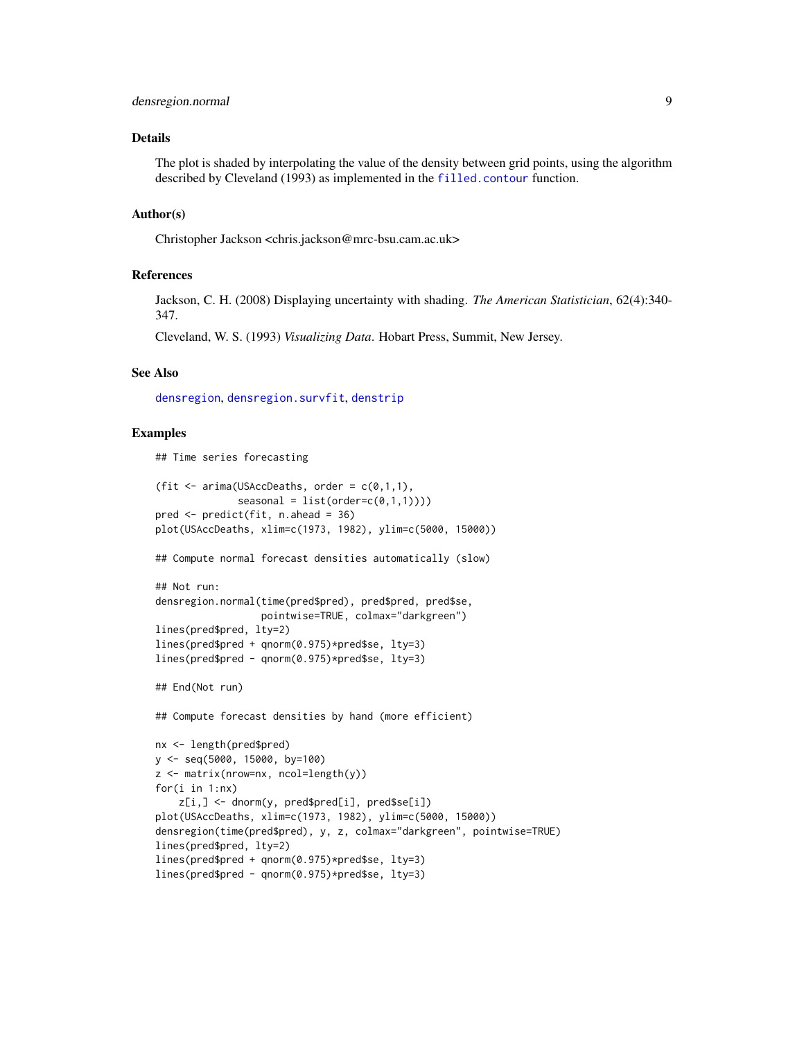### Details

The plot is shaded by interpolating the value of the density between grid points, using the algorithm described by Cleveland (1993) as implemented in the `filled.contour` function.

### Author(s)

Christopher Jackson <chris.jackson@mrc-bsu.cam.ac.uk>

### References

Jackson, C. H. (2008) Displaying uncertainty with shading. *The American Statistician*, 62(4):340-347.

Cleveland, W. S. (1993) *Visualizing Data*. Hobart Press, Summit, New Jersey.

### See Also

`densregion`, `densregion.survfit`, `denstrip`

### Examples

```
## Time series forecasting

(fit <- arima(USAccDeaths, order = c(0,1,1),
              seasonal = list(order=c(0,1,1))))
pred <- predict(fit, n.ahead = 36)
plot(USAccDeaths, xlim=c(1973, 1982), ylim=c(5000, 15000))

## Compute normal forecast densities automatically (slow)

## Not run:
densregion.normal(time(pred$pred), pred$pred, pred$se,
                  pointwise=TRUE, colmax="darkgreen")
lines(pred$pred, lty=2)
lines(pred$pred + qnorm(0.975)*pred$se, lty=3)
lines(pred$pred - qnorm(0.975)*pred$se, lty=3)

## End(Not run)

## Compute forecast densities by hand (more efficient)

nx <- length(pred$pred)
y <- seq(5000, 15000, by=100)
z <- matrix(nrow=nx, ncol=length(y))
for(i in 1:nx)
    z[i,] <- dnorm(y, pred$pred[i], pred$se[i])
plot(USAccDeaths, xlim=c(1973, 1982), ylim=c(5000, 15000))
densregion(time(pred$pred), y, z, colmax="darkgreen", pointwise=TRUE)
lines(pred$pred, lty=2)
lines(pred$pred + qnorm(0.975)*pred$se, lty=3)
lines(pred$pred - qnorm(0.975)*pred$se, lty=3)
```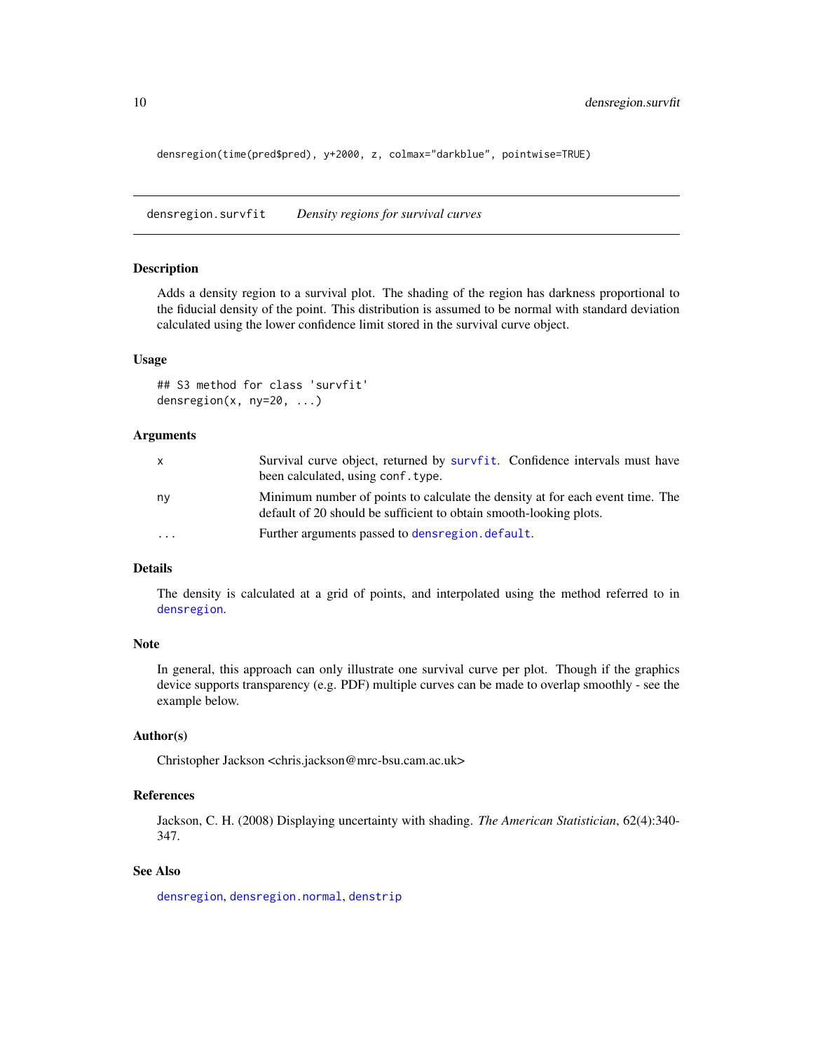```
densregion(time(pred$pred), y+2000, z, colmax="darkblue", pointwise=TRUE)
```

## densregion.survfit — *Density regions for survival curves*

### Description

Adds a density region to a survival plot. The shading of the region has darkness proportional to the fiducial density of the point. This distribution is assumed to be normal with standard deviation calculated using the lower confidence limit stored in the survival curve object.

### Usage

```
## S3 method for class 'survfit'
densregion(x, ny=20, ...)
```

### Arguments

| | |
|---|---|
| x | Survival curve object, returned by `survfit`. Confidence intervals must have been calculated, using `conf.type`. |
| ny | Minimum number of points to calculate the density at for each event time. The default of 20 should be sufficient to obtain smooth-looking plots. |
| ... | Further arguments passed to `densregion.default`. |

### Details

The density is calculated at a grid of points, and interpolated using the method referred to in `densregion`.

### Note

In general, this approach can only illustrate one survival curve per plot. Though if the graphics device supports transparency (e.g. PDF) multiple curves can be made to overlap smoothly - see the example below.

### Author(s)

Christopher Jackson <chris.jackson@mrc-bsu.cam.ac.uk>

### References

Jackson, C. H. (2008) Displaying uncertainty with shading. *The American Statistician*, 62(4):340-347.

### See Also

`densregion`, `densregion.normal`, `denstrip`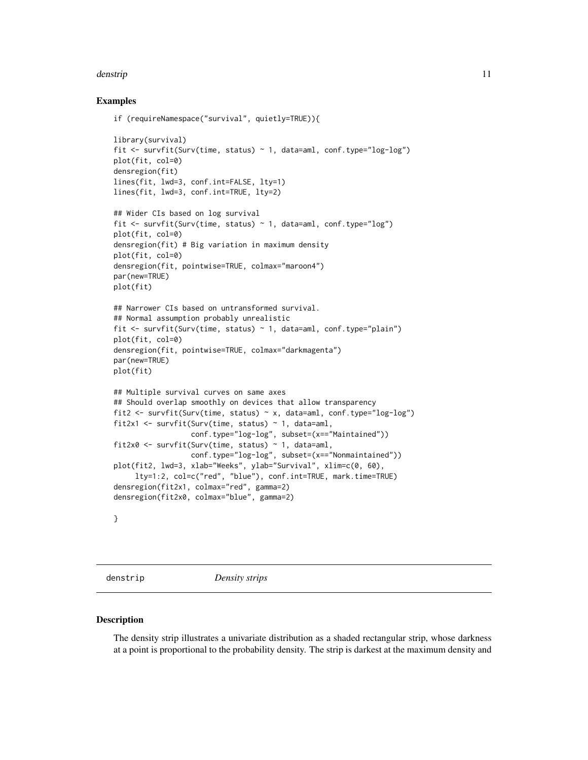### Examples

```
if (requireNamespace("survival", quietly=TRUE)){

library(survival)
fit <- survfit(Surv(time, status) ~ 1, data=aml, conf.type="log-log")
plot(fit, col=0)
densregion(fit)
lines(fit, lwd=3, conf.int=FALSE, lty=1)
lines(fit, lwd=3, conf.int=TRUE, lty=2)

## Wider CIs based on log survival
fit <- survfit(Surv(time, status) ~ 1, data=aml, conf.type="log")
plot(fit, col=0)
densregion(fit) # Big variation in maximum density
plot(fit, col=0)
densregion(fit, pointwise=TRUE, colmax="maroon4")
par(new=TRUE)
plot(fit)

## Narrower CIs based on untransformed survival.
## Normal assumption probably unrealistic
fit <- survfit(Surv(time, status) ~ 1, data=aml, conf.type="plain")
plot(fit, col=0)
densregion(fit, pointwise=TRUE, colmax="darkmagenta")
par(new=TRUE)
plot(fit)

## Multiple survival curves on same axes
## Should overlap smoothly on devices that allow transparency
fit2 <- survfit(Surv(time, status) ~ x, data=aml, conf.type="log-log")
fit2x1 <- survfit(Surv(time, status) ~ 1, data=aml,
                  conf.type="log-log", subset=(x=="Maintained"))
fit2x0 <- survfit(Surv(time, status) ~ 1, data=aml,
                  conf.type="log-log", subset=(x=="Nonmaintained"))
plot(fit2, lwd=3, xlab="Weeks", ylab="Survival", xlim=c(0, 60),
     lty=1:2, col=c("red", "blue"), conf.int=TRUE, mark.time=TRUE)
densregion(fit2x1, colmax="red", gamma=2)
densregion(fit2x0, colmax="blue", gamma=2)

}
```

---

## denstrip *Density strips*

---

### Description

The density strip illustrates a univariate distribution as a shaded rectangular strip, whose darkness at a point is proportional to the probability density. The strip is darkest at the maximum density and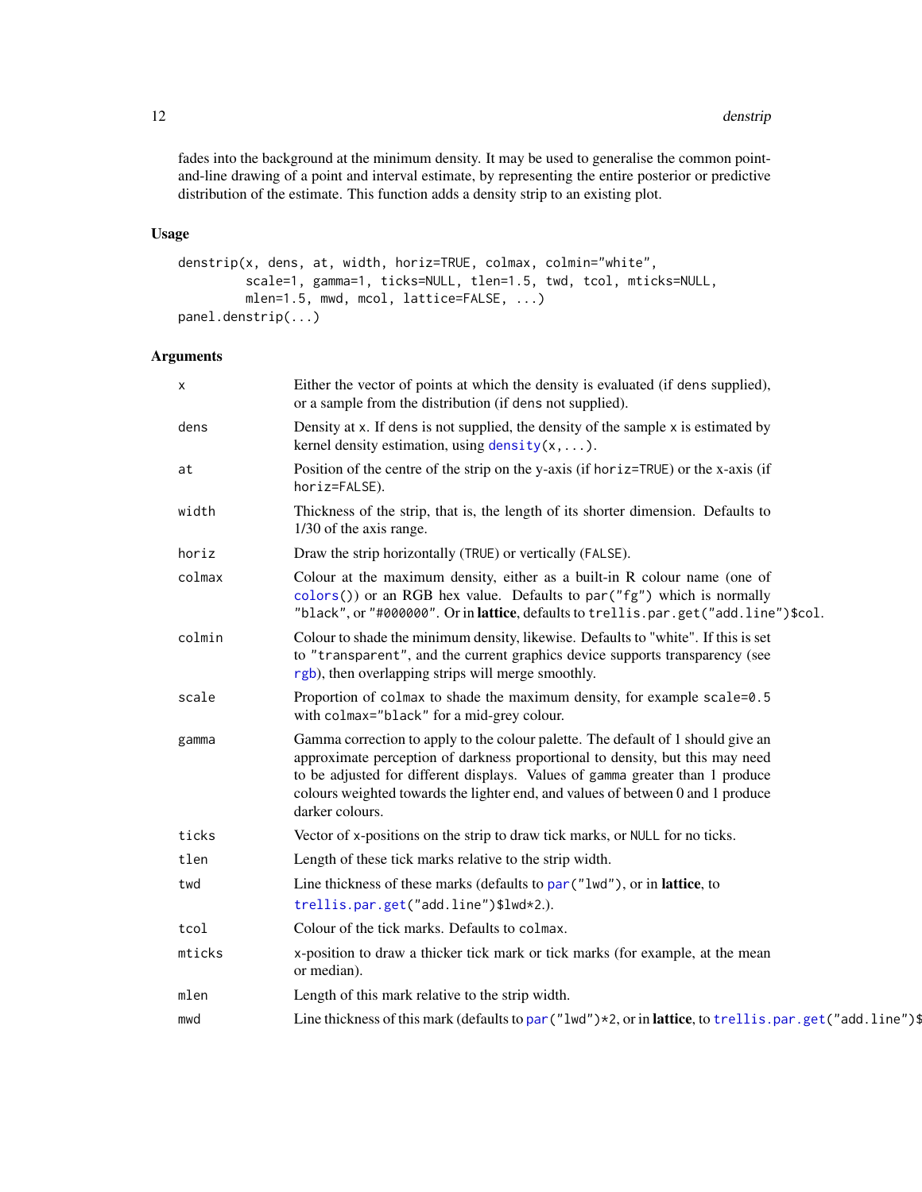fades into the background at the minimum density. It may be used to generalise the common point-and-line drawing of a point and interval estimate, by representing the entire posterior or predictive distribution of the estimate. This function adds a density strip to an existing plot.

## Usage

```
denstrip(x, dens, at, width, horiz=TRUE, colmax, colmin="white",
         scale=1, gamma=1, ticks=NULL, tlen=1.5, twd, tcol, mticks=NULL,
         mlen=1.5, mwd, mcol, lattice=FALSE, ...)
panel.denstrip(...)
```

## Arguments

| | |
|---|---|
| `x` | Either the vector of points at which the density is evaluated (if `dens` supplied), or a sample from the distribution (if `dens` not supplied). |
| `dens` | Density at `x`. If `dens` is not supplied, the density of the sample `x` is estimated by kernel density estimation, using `density(x,...)`. |
| `at` | Position of the centre of the strip on the y-axis (if `horiz=TRUE`) or the x-axis (if `horiz=FALSE`). |
| `width` | Thickness of the strip, that is, the length of its shorter dimension. Defaults to 1/30 of the axis range. |
| `horiz` | Draw the strip horizontally (`TRUE`) or vertically (`FALSE`). |
| `colmax` | Colour at the maximum density, either as a built-in R colour name (one of `colors()`) or an RGB hex value. Defaults to `par("fg")` which is normally `"black"`, or `"#000000"`. Or in **lattice**, defaults to `trellis.par.get("add.line")$col`. |
| `colmin` | Colour to shade the minimum density, likewise. Defaults to "white". If this is set to `"transparent"`, and the current graphics device supports transparency (see `rgb`), then overlapping strips will merge smoothly. |
| `scale` | Proportion of `colmax` to shade the maximum density, for example `scale=0.5` with `colmax="black"` for a mid-grey colour. |
| `gamma` | Gamma correction to apply to the colour palette. The default of 1 should give an approximate perception of darkness proportional to density, but this may need to be adjusted for different displays. Values of `gamma` greater than 1 produce colours weighted towards the lighter end, and values of between 0 and 1 produce darker colours. |
| `ticks` | Vector of `x`-positions on the strip to draw tick marks, or `NULL` for no ticks. |
| `tlen` | Length of these tick marks relative to the strip width. |
| `twd` | Line thickness of these marks (defaults to `par("lwd")`, or in **lattice**, to `trellis.par.get("add.line")$lwd*2`.). |
| `tcol` | Colour of the tick marks. Defaults to `colmax`. |
| `mticks` | `x`-position to draw a thicker tick mark or tick marks (for example, at the mean or median). |
| `mlen` | Length of this mark relative to the strip width. |
| `mwd` | Line thickness of this mark (defaults to `par("lwd")*2`, or in **lattice**, to `trellis.par.get("add.line")$` |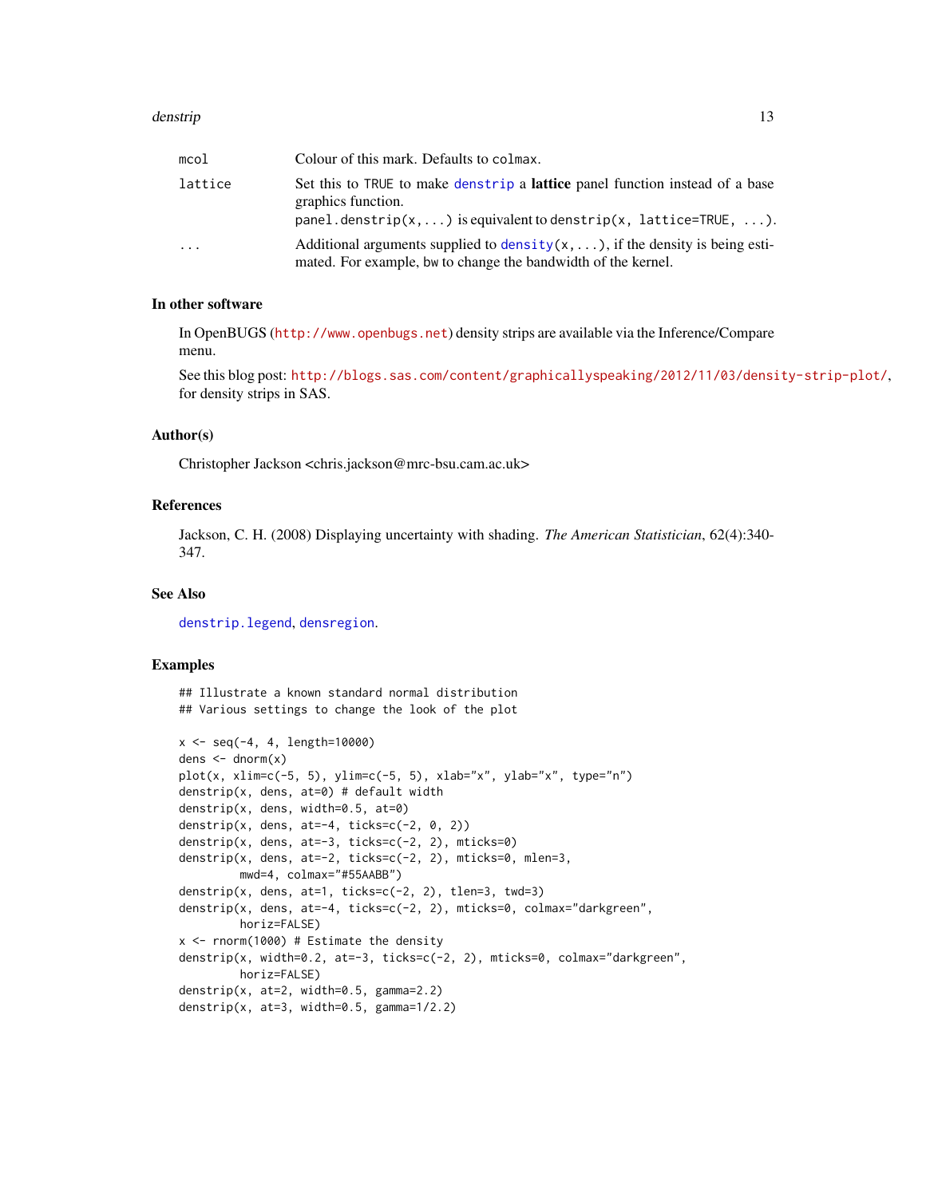| | |
|---|---|
| mcol | Colour of this mark. Defaults to colmax. |
| lattice | Set this to TRUE to make denstrip a **lattice** panel function instead of a base graphics function. panel.denstrip(x,...) is equivalent to denstrip(x, lattice=TRUE, ...). |
| ... | Additional arguments supplied to density(x,...), if the density is being estimated. For example, bw to change the bandwidth of the kernel. |

## In other software

In OpenBUGS (http://www.openbugs.net) density strips are available via the Inference/Compare menu.

See this blog post: http://blogs.sas.com/content/graphicallyspeaking/2012/11/03/density-strip-plot/, for density strips in SAS.

## Author(s)

Christopher Jackson <chris.jackson@mrc-bsu.cam.ac.uk>

## References

Jackson, C. H. (2008) Displaying uncertainty with shading. *The American Statistician*, 62(4):340-347.

## See Also

denstrip.legend, densregion.

## Examples

```
## Illustrate a known standard normal distribution
## Various settings to change the look of the plot

x <- seq(-4, 4, length=10000)
dens <- dnorm(x)
plot(x, xlim=c(-5, 5), ylim=c(-5, 5), xlab="x", ylab="x", type="n")
denstrip(x, dens, at=0) # default width
denstrip(x, dens, width=0.5, at=0)
denstrip(x, dens, at=-4, ticks=c(-2, 0, 2))
denstrip(x, dens, at=-3, ticks=c(-2, 2), mticks=0)
denstrip(x, dens, at=-2, ticks=c(-2, 2), mticks=0, mlen=3,
         mwd=4, colmax="#55AABB")
denstrip(x, dens, at=1, ticks=c(-2, 2), tlen=3, twd=3)
denstrip(x, dens, at=-4, ticks=c(-2, 2), mticks=0, colmax="darkgreen",
         horiz=FALSE)
x <- rnorm(1000) # Estimate the density
denstrip(x, width=0.2, at=-3, ticks=c(-2, 2), mticks=0, colmax="darkgreen",
         horiz=FALSE)
denstrip(x, at=2, width=0.5, gamma=2.2)
denstrip(x, at=3, width=0.5, gamma=1/2.2)
```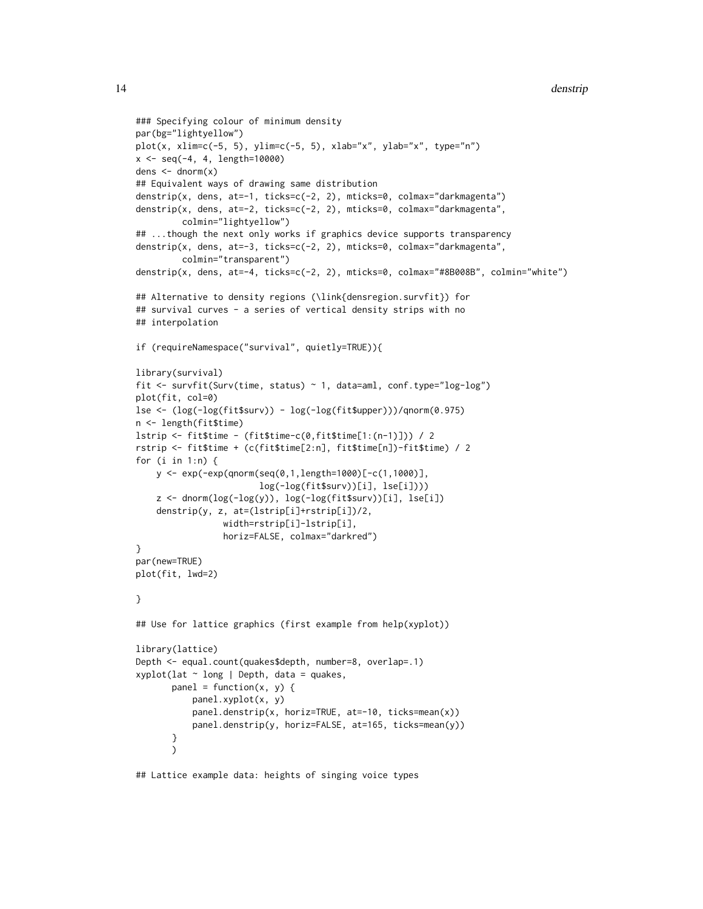```
### Specifying colour of minimum density
par(bg="lightyellow")
plot(x, xlim=c(-5, 5), ylim=c(-5, 5), xlab="x", ylab="x", type="n")
x <- seq(-4, 4, length=10000)
dens <- dnorm(x)
## Equivalent ways of drawing same distribution
denstrip(x, dens, at=-1, ticks=c(-2, 2), mticks=0, colmax="darkmagenta")
denstrip(x, dens, at=-2, ticks=c(-2, 2), mticks=0, colmax="darkmagenta",
         colmin="lightyellow")
## ...though the next only works if graphics device supports transparency
denstrip(x, dens, at=-3, ticks=c(-2, 2), mticks=0, colmax="darkmagenta",
         colmin="transparent")
denstrip(x, dens, at=-4, ticks=c(-2, 2), mticks=0, colmax="#8B008B", colmin="white")

## Alternative to density regions (\link{densregion.survfit}) for
## survival curves - a series of vertical density strips with no
## interpolation

if (requireNamespace("survival", quietly=TRUE)){

library(survival)
fit <- survfit(Surv(time, status) ~ 1, data=aml, conf.type="log-log")
plot(fit, col=0)
lse <- (log(-log(fit$surv)) - log(-log(fit$upper)))/qnorm(0.975)
n <- length(fit$time)
lstrip <- fit$time - (fit$time-c(0,fit$time[1:(n-1)])) / 2
rstrip <- fit$time + (c(fit$time[2:n], fit$time[n])-fit$time) / 2
for (i in 1:n) {
    y <- exp(-exp(qnorm(seq(0,1,length=1000)[-c(1,1000)],
                        log(-log(fit$surv))[i], lse[i])))
    z <- dnorm(log(-log(y)), log(-log(fit$surv))[i], lse[i])
    denstrip(y, z, at=(lstrip[i]+rstrip[i])/2,
                width=rstrip[i]-lstrip[i],
                horiz=FALSE, colmax="darkred")
}
par(new=TRUE)
plot(fit, lwd=2)

}

## Use for lattice graphics (first example from help(xyplot))

library(lattice)
Depth <- equal.count(quakes$depth, number=8, overlap=.1)
xyplot(lat ~ long | Depth, data = quakes,
       panel = function(x, y) {
           panel.xyplot(x, y)
           panel.denstrip(x, horiz=TRUE, at=-10, ticks=mean(x))
           panel.denstrip(y, horiz=FALSE, at=165, ticks=mean(y))
       }
       )

## Lattice example data: heights of singing voice types
```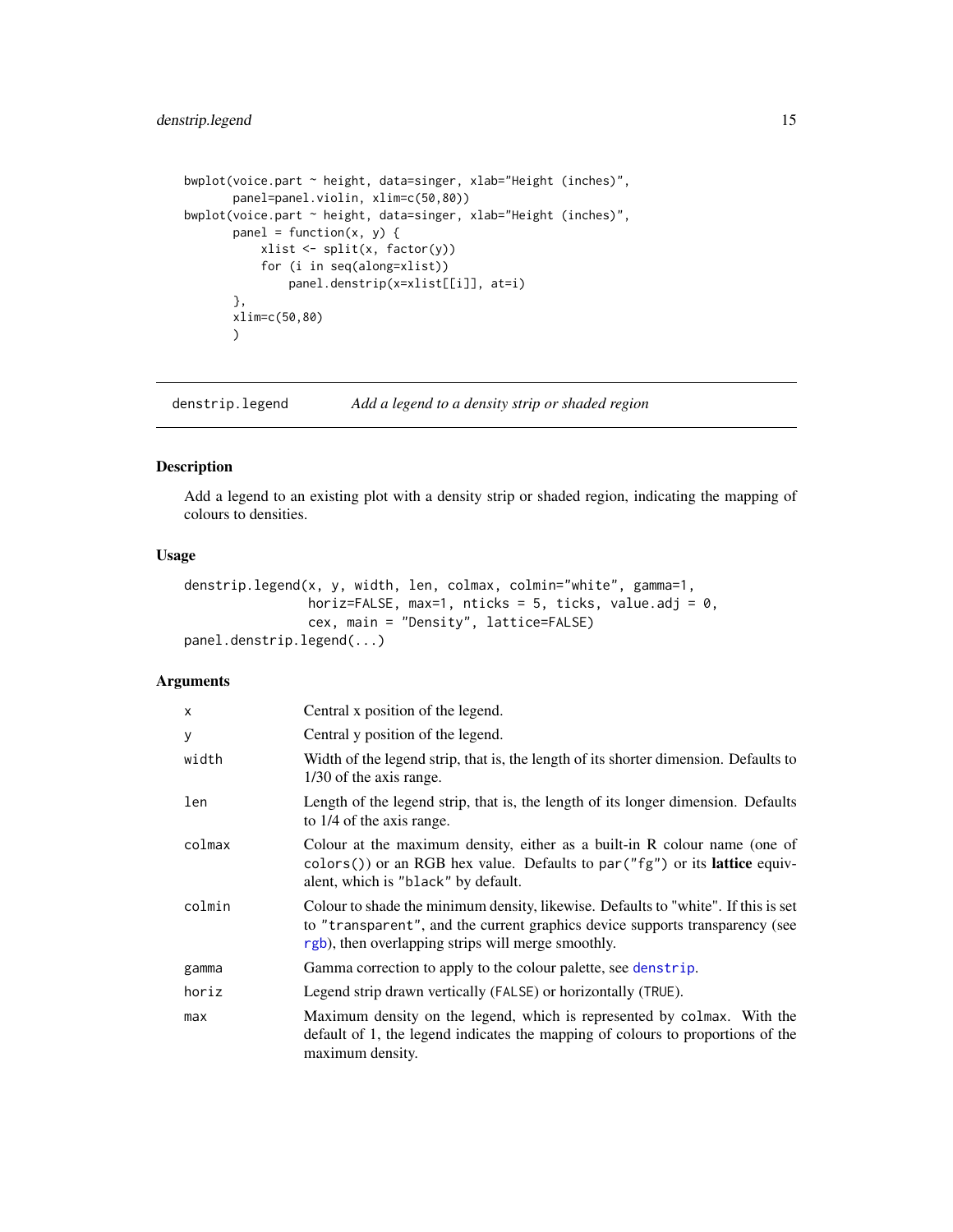```
bwplot(voice.part ~ height, data=singer, xlab="Height (inches)",
       panel=panel.violin, xlim=c(50,80))
bwplot(voice.part ~ height, data=singer, xlab="Height (inches)",
       panel = function(x, y) {
           xlist <- split(x, factor(y))
           for (i in seq(along=xlist))
               panel.denstrip(x=xlist[[i]], at=i)
       },
       xlim=c(50,80)
       )
```

---

## denstrip.legend — *Add a legend to a density strip or shaded region*

### Description

Add a legend to an existing plot with a density strip or shaded region, indicating the mapping of colours to densities.

### Usage

```
denstrip.legend(x, y, width, len, colmax, colmin="white", gamma=1,
                horiz=FALSE, max=1, nticks = 5, ticks, value.adj = 0,
                cex, main = "Density", lattice=FALSE)
panel.denstrip.legend(...)
```

### Arguments

| | |
|---|---|
| `x` | Central x position of the legend. |
| `y` | Central y position of the legend. |
| `width` | Width of the legend strip, that is, the length of its shorter dimension. Defaults to 1/30 of the axis range. |
| `len` | Length of the legend strip, that is, the length of its longer dimension. Defaults to 1/4 of the axis range. |
| `colmax` | Colour at the maximum density, either as a built-in R colour name (one of `colors()`) or an RGB hex value. Defaults to `par("fg")` or its **lattice** equivalent, which is `"black"` by default. |
| `colmin` | Colour to shade the minimum density, likewise. Defaults to "white". If this is set to `"transparent"`, and the current graphics device supports transparency (see `rgb`), then overlapping strips will merge smoothly. |
| `gamma` | Gamma correction to apply to the colour palette, see `denstrip`. |
| `horiz` | Legend strip drawn vertically (`FALSE`) or horizontally (`TRUE`). |
| `max` | Maximum density on the legend, which is represented by `colmax`. With the default of 1, the legend indicates the mapping of colours to proportions of the maximum density. |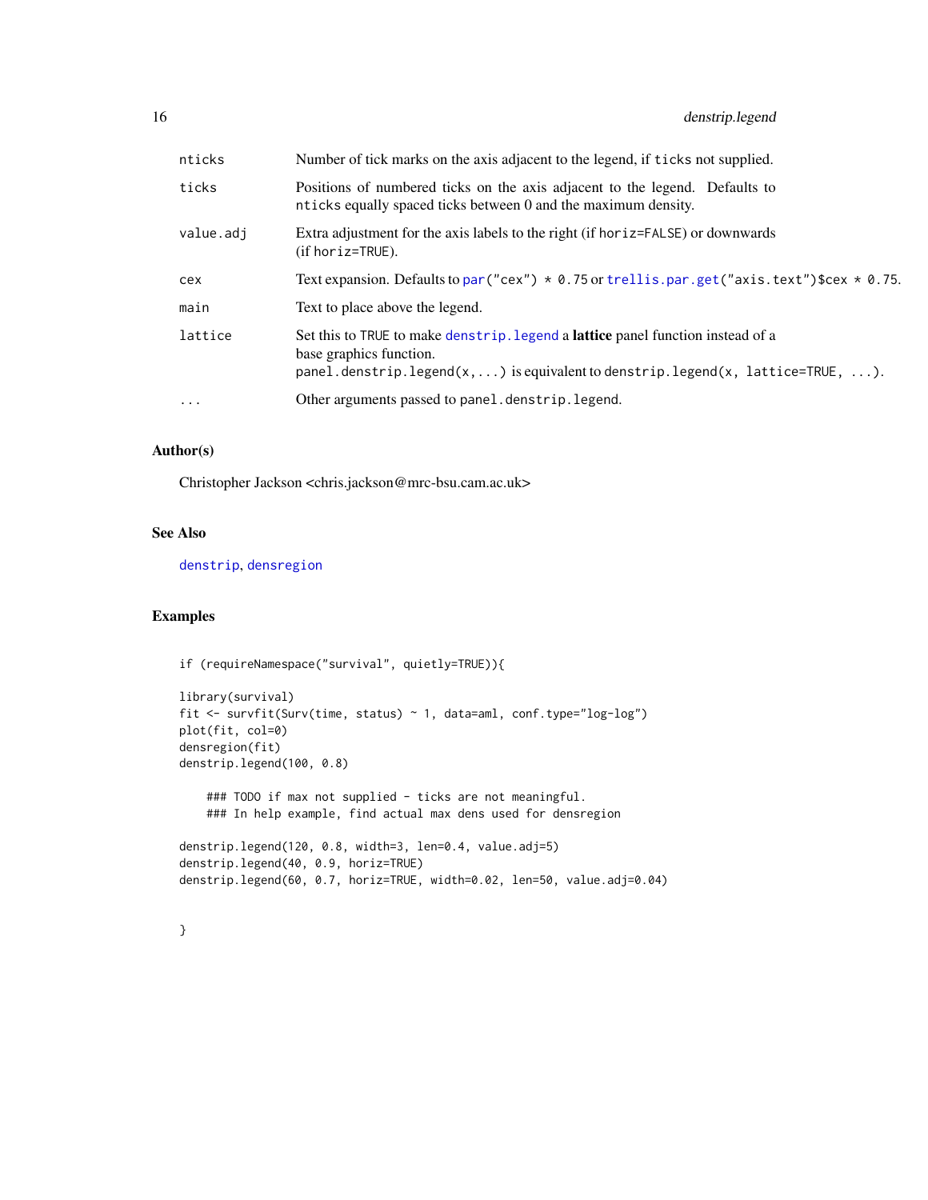| | |
|---|---|
| `nticks` | Number of tick marks on the axis adjacent to the legend, if `ticks` not supplied. |
| `ticks` | Positions of numbered ticks on the axis adjacent to the legend. Defaults to `nticks` equally spaced ticks between 0 and the maximum density. |
| `value.adj` | Extra adjustment for the axis labels to the right (if `horiz=FALSE`) or downwards (if `horiz=TRUE`). |
| `cex` | Text expansion. Defaults to `par("cex") * 0.75` or `trellis.par.get("axis.text")$cex * 0.75`. |
| `main` | Text to place above the legend. |
| `lattice` | Set this to `TRUE` to make `denstrip.legend` a **lattice** panel function instead of a base graphics function. `panel.denstrip.legend(x,...)` is equivalent to `denstrip.legend(x, lattice=TRUE, ...)`. |
| `...` | Other arguments passed to `panel.denstrip.legend`. |

## Author(s)

Christopher Jackson <chris.jackson@mrc-bsu.cam.ac.uk>

## See Also

`denstrip`, `densregion`

## Examples

```
if (requireNamespace("survival", quietly=TRUE)){

library(survival)
fit <- survfit(Surv(time, status) ~ 1, data=aml, conf.type="log-log")
plot(fit, col=0)
densregion(fit)
denstrip.legend(100, 0.8)

    ### TODO if max not supplied - ticks are not meaningful.
    ### In help example, find actual max dens used for densregion

denstrip.legend(120, 0.8, width=3, len=0.4, value.adj=5)
denstrip.legend(40, 0.9, horiz=TRUE)
denstrip.legend(60, 0.7, horiz=TRUE, width=0.02, len=50, value.adj=0.04)


}
```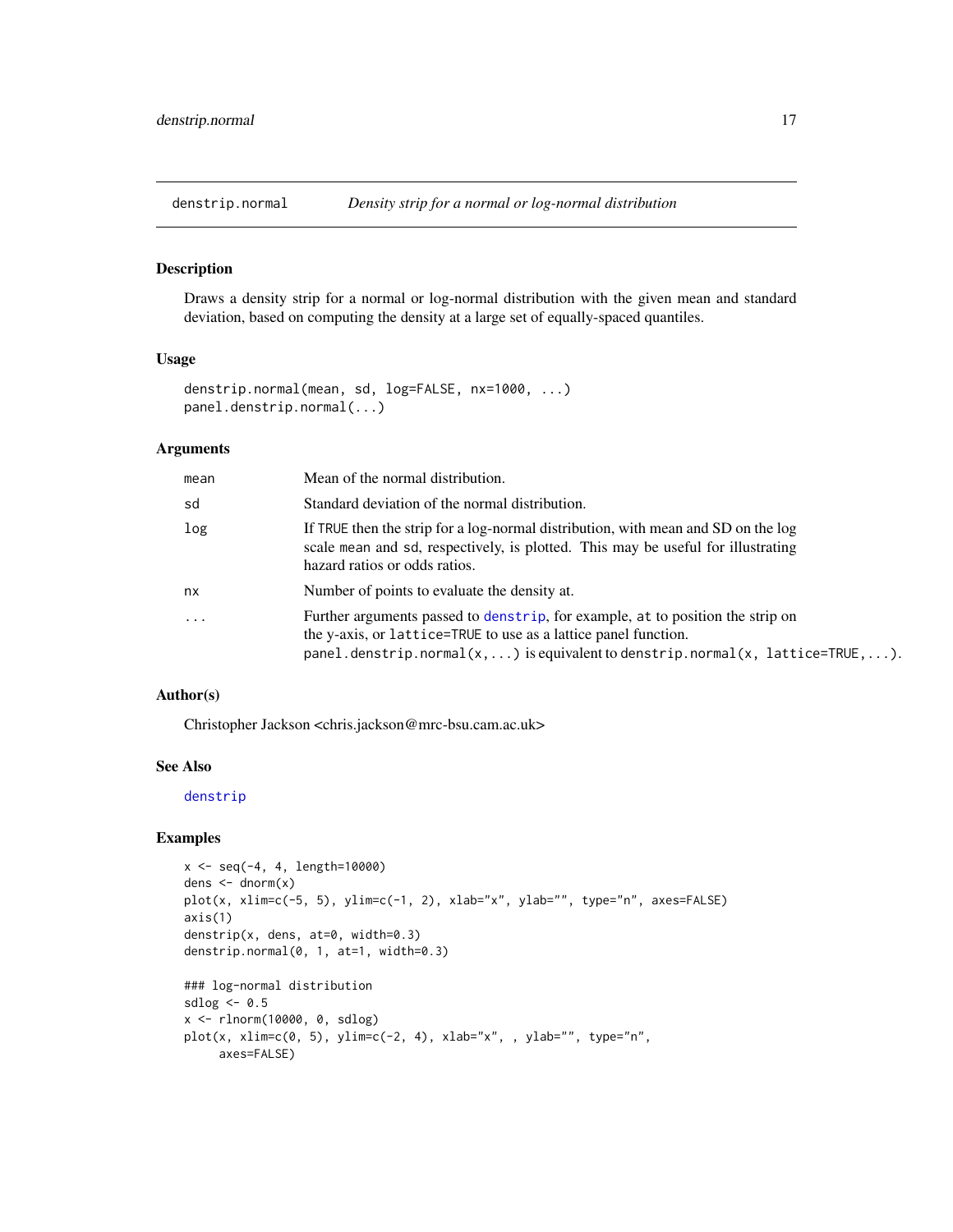denstrip.normal *Density strip for a normal or log-normal distribution*

## Description

Draws a density strip for a normal or log-normal distribution with the given mean and standard deviation, based on computing the density at a large set of equally-spaced quantiles.

## Usage

```
denstrip.normal(mean, sd, log=FALSE, nx=1000, ...)
panel.denstrip.normal(...)
```

## Arguments

| | |
|---|---|
| `mean` | Mean of the normal distribution. |
| `sd` | Standard deviation of the normal distribution. |
| `log` | If `TRUE` then the strip for a log-normal distribution, with mean and SD on the log scale `mean` and `sd`, respectively, is plotted. This may be useful for illustrating hazard ratios or odds ratios. |
| `nx` | Number of points to evaluate the density at. |
| `...` | Further arguments passed to `denstrip`, for example, `at` to position the strip on the y-axis, or `lattice=TRUE` to use as a lattice panel function. `panel.denstrip.normal(x,...)` is equivalent to `denstrip.normal(x, lattice=TRUE,...)`. |

## Author(s)

Christopher Jackson <chris.jackson@mrc-bsu.cam.ac.uk>

## See Also

`denstrip`

## Examples

```
x <- seq(-4, 4, length=10000)
dens <- dnorm(x)
plot(x, xlim=c(-5, 5), ylim=c(-1, 2), xlab="x", ylab="", type="n", axes=FALSE)
axis(1)
denstrip(x, dens, at=0, width=0.3)
denstrip.normal(0, 1, at=1, width=0.3)

### log-normal distribution
sdlog <- 0.5
x <- rlnorm(10000, 0, sdlog)
plot(x, xlim=c(0, 5), ylim=c(-2, 4), xlab="x", , ylab="", type="n",
     axes=FALSE)
```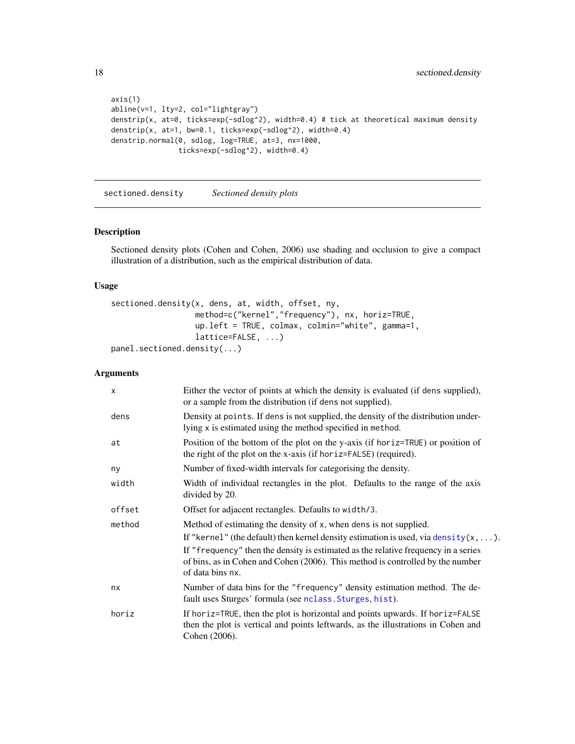```
axis(1)
abline(v=1, lty=2, col="lightgray")
denstrip(x, at=0, ticks=exp(-sdlog^2), width=0.4) # tick at theoretical maximum density
denstrip(x, at=1, bw=0.1, ticks=exp(-sdlog^2), width=0.4)
denstrip.normal(0, sdlog, log=TRUE, at=3, nx=1000,
                ticks=exp(-sdlog^2), width=0.4)
```

---

## sectioned.density — *Sectioned density plots*

---

### Description

Sectioned density plots (Cohen and Cohen, 2006) use shading and occlusion to give a compact illustration of a distribution, such as the empirical distribution of data.

### Usage

```
sectioned.density(x, dens, at, width, offset, ny,
                  method=c("kernel","frequency"), nx, horiz=TRUE,
                  up.left = TRUE, colmax, colmin="white", gamma=1,
                  lattice=FALSE, ...)
panel.sectioned.density(...)
```

### Arguments

| | |
|---|---|
| `x` | Either the vector of points at which the density is evaluated (if dens supplied), or a sample from the distribution (if dens not supplied). |
| `dens` | Density at `points`. If dens is not supplied, the density of the distribution underlying `x` is estimated using the method specified in `method`. |
| `at` | Position of the bottom of the plot on the y-axis (if `horiz=TRUE`) or position of the right of the plot on the x-axis (if `horiz=FALSE`) (required). |
| `ny` | Number of fixed-width intervals for categorising the density. |
| `width` | Width of individual rectangles in the plot. Defaults to the range of the axis divided by 20. |
| `offset` | Offset for adjacent rectangles. Defaults to `width/3`. |
| `method` | Method of estimating the density of `x`, when `dens` is not supplied. If `"kernel"` (the default) then kernel density estimation is used, via `density(x,...)`. If `"frequency"` then the density is estimated as the relative frequency in a series of bins, as in Cohen and Cohen (2006). This method is controlled by the number of data bins `nx`. |
| `nx` | Number of data bins for the `"frequency"` density estimation method. The default uses Sturges' formula (see `nclass.Sturges`, `hist`). |
| `horiz` | If `horiz=TRUE`, then the plot is horizontal and points upwards. If `horiz=FALSE` then the plot is vertical and points leftwards, as the illustrations in Cohen and Cohen (2006). |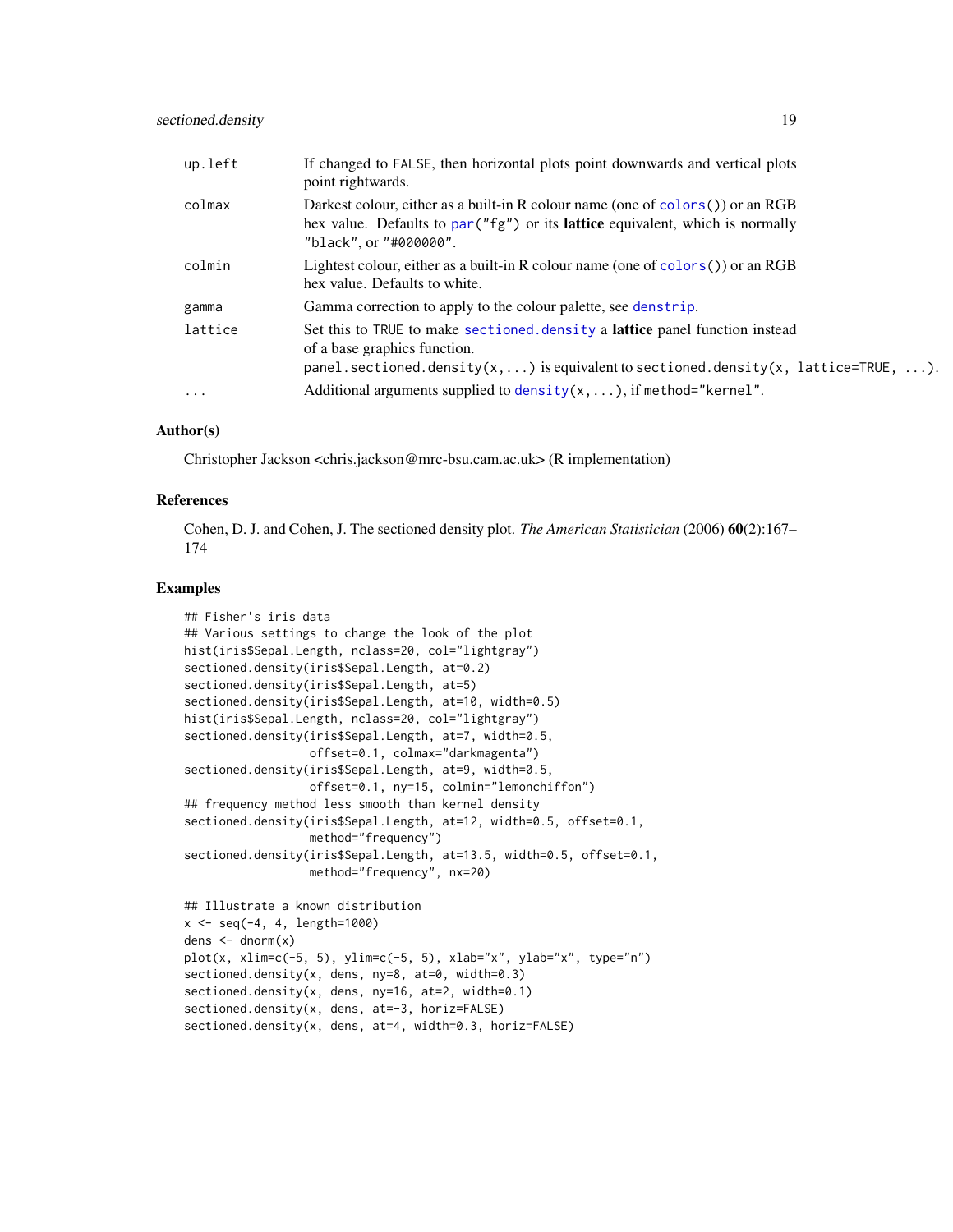| | |
|---|---|
| up.left | If changed to FALSE, then horizontal plots point downwards and vertical plots point rightwards. |
| colmax | Darkest colour, either as a built-in R colour name (one of colors()) or an RGB hex value. Defaults to par("fg") or its **lattice** equivalent, which is normally "black", or "#000000". |
| colmin | Lightest colour, either as a built-in R colour name (one of colors()) or an RGB hex value. Defaults to white. |
| gamma | Gamma correction to apply to the colour palette, see denstrip. |
| lattice | Set this to TRUE to make sectioned.density a **lattice** panel function instead of a base graphics function. panel.sectioned.density(x,...) is equivalent to sectioned.density(x, lattice=TRUE, ...). |
| ... | Additional arguments supplied to density(x,...), if method="kernel". |

## Author(s)

Christopher Jackson <chris.jackson@mrc-bsu.cam.ac.uk> (R implementation)

## References

Cohen, D. J. and Cohen, J. The sectioned density plot. *The American Statistician* (2006) **60**(2):167–174

## Examples

```
## Fisher's iris data
## Various settings to change the look of the plot
hist(iris$Sepal.Length, nclass=20, col="lightgray")
sectioned.density(iris$Sepal.Length, at=0.2)
sectioned.density(iris$Sepal.Length, at=5)
sectioned.density(iris$Sepal.Length, at=10, width=0.5)
hist(iris$Sepal.Length, nclass=20, col="lightgray")
sectioned.density(iris$Sepal.Length, at=7, width=0.5,
                  offset=0.1, colmax="darkmagenta")
sectioned.density(iris$Sepal.Length, at=9, width=0.5,
                  offset=0.1, ny=15, colmin="lemonchiffon")
## frequency method less smooth than kernel density
sectioned.density(iris$Sepal.Length, at=12, width=0.5, offset=0.1,
                  method="frequency")
sectioned.density(iris$Sepal.Length, at=13.5, width=0.5, offset=0.1,
                  method="frequency", nx=20)

## Illustrate a known distribution
x <- seq(-4, 4, length=1000)
dens <- dnorm(x)
plot(x, xlim=c(-5, 5), ylim=c(-5, 5), xlab="x", ylab="x", type="n")
sectioned.density(x, dens, ny=8, at=0, width=0.3)
sectioned.density(x, dens, ny=16, at=2, width=0.1)
sectioned.density(x, dens, at=-3, horiz=FALSE)
sectioned.density(x, dens, at=4, width=0.3, horiz=FALSE)
```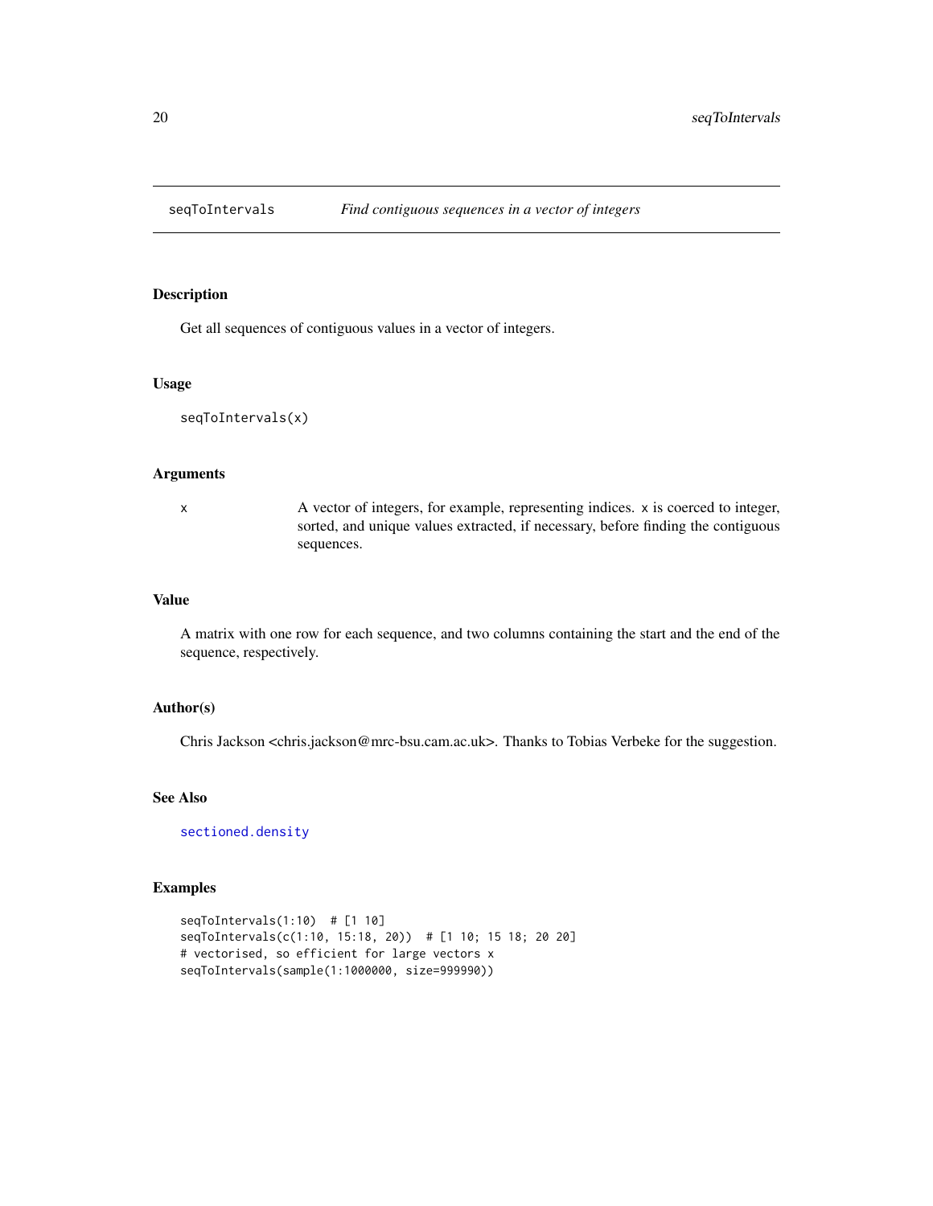## seqToIntervals — *Find contiguous sequences in a vector of integers*

### Description

Get all sequences of contiguous values in a vector of integers.

### Usage

```
seqToIntervals(x)
```

### Arguments

| | |
|---|---|
| x | A vector of integers, for example, representing indices. x is coerced to integer, sorted, and unique values extracted, if necessary, before finding the contiguous sequences. |

### Value

A matrix with one row for each sequence, and two columns containing the start and the end of the sequence, respectively.

### Author(s)

Chris Jackson <chris.jackson@mrc-bsu.cam.ac.uk>. Thanks to Tobias Verbeke for the suggestion.

### See Also

sectioned.density

### Examples

```
seqToIntervals(1:10)  # [1 10]
seqToIntervals(c(1:10, 15:18, 20))  # [1 10; 15 18; 20 20]
# vectorised, so efficient for large vectors x
seqToIntervals(sample(1:1000000, size=999990))
```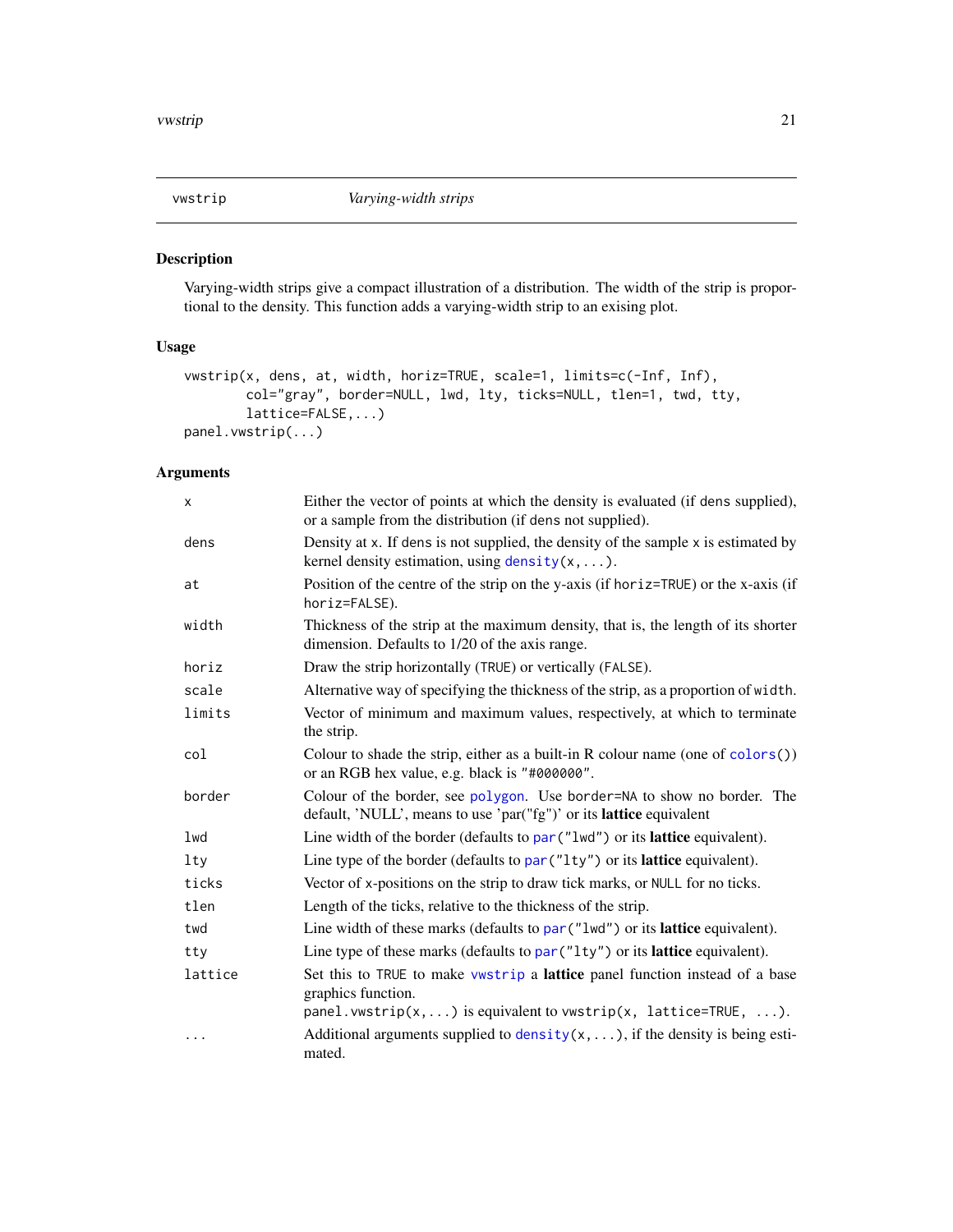`vwstrip` — *Varying-width strips*

## Description

Varying-width strips give a compact illustration of a distribution. The width of the strip is proportional to the density. This function adds a varying-width strip to an exising plot.

## Usage

```
vwstrip(x, dens, at, width, horiz=TRUE, scale=1, limits=c(-Inf, Inf),
        col="gray", border=NULL, lwd, lty, ticks=NULL, tlen=1, twd, tty,
        lattice=FALSE,...)
panel.vwstrip(...)
```

## Arguments

| | |
|---|---|
| `x` | Either the vector of points at which the density is evaluated (if `dens` supplied), or a sample from the distribution (if `dens` not supplied). |
| `dens` | Density at `x`. If `dens` is not supplied, the density of the sample `x` is estimated by kernel density estimation, using `density(x,...)`. |
| `at` | Position of the centre of the strip on the y-axis (if `horiz=TRUE`) or the x-axis (if `horiz=FALSE`). |
| `width` | Thickness of the strip at the maximum density, that is, the length of its shorter dimension. Defaults to 1/20 of the axis range. |
| `horiz` | Draw the strip horizontally (`TRUE`) or vertically (`FALSE`). |
| `scale` | Alternative way of specifying the thickness of the strip, as a proportion of `width`. |
| `limits` | Vector of minimum and maximum values, respectively, at which to terminate the strip. |
| `col` | Colour to shade the strip, either as a built-in R colour name (one of `colors()`) or an RGB hex value, e.g. black is `"#000000"`. |
| `border` | Colour of the border, see `polygon`. Use `border=NA` to show no border. The default, 'NULL', means to use 'par("fg")' or its **lattice** equivalent |
| `lwd` | Line width of the border (defaults to `par("lwd")` or its **lattice** equivalent). |
| `lty` | Line type of the border (defaults to `par("lty")` or its **lattice** equivalent). |
| `ticks` | Vector of x-positions on the strip to draw tick marks, or `NULL` for no ticks. |
| `tlen` | Length of the ticks, relative to the thickness of the strip. |
| `twd` | Line width of these marks (defaults to `par("lwd")` or its **lattice** equivalent). |
| `tty` | Line type of these marks (defaults to `par("lty")` or its **lattice** equivalent). |
| `lattice` | Set this to `TRUE` to make `vwstrip` a **lattice** panel function instead of a base graphics function. `panel.vwstrip(x,...)` is equivalent to `vwstrip(x, lattice=TRUE, ...)`. |
| `...` | Additional arguments supplied to `density(x,...)`, if the density is being estimated. |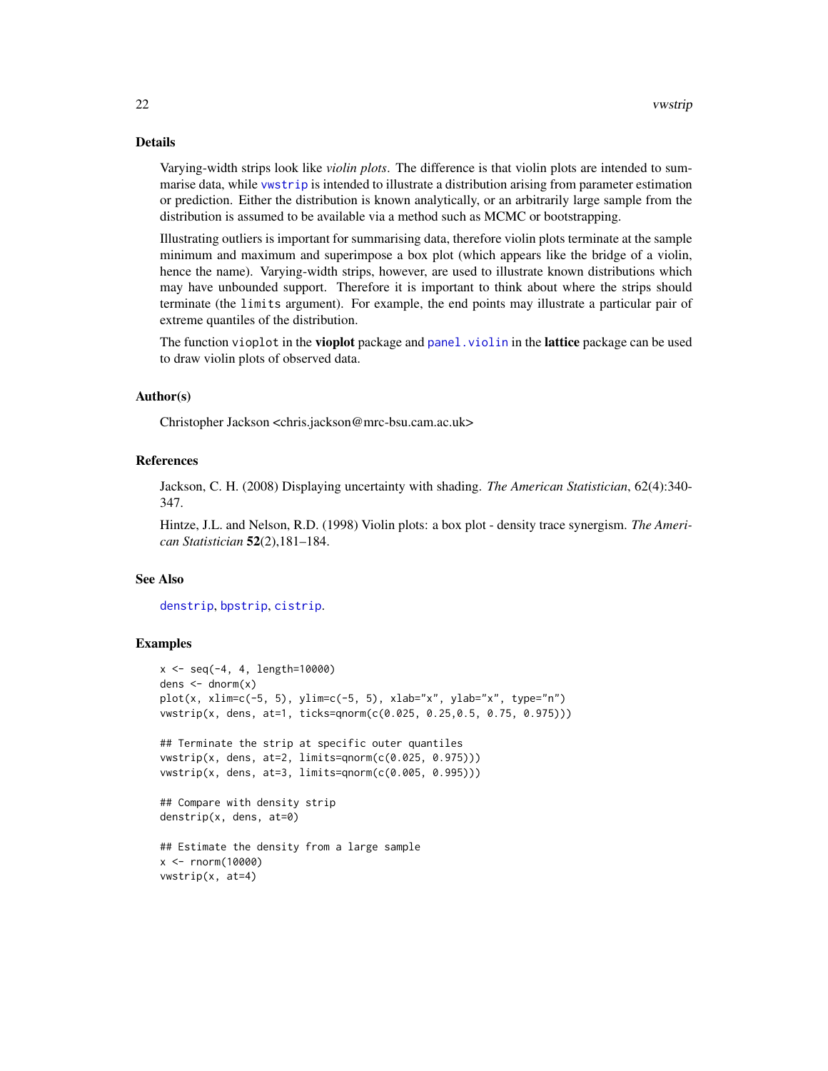## Details

Varying-width strips look like *violin plots*. The difference is that violin plots are intended to summarise data, while `vwstrip` is intended to illustrate a distribution arising from parameter estimation or prediction. Either the distribution is known analytically, or an arbitrarily large sample from the distribution is assumed to be available via a method such as MCMC or bootstrapping.

Illustrating outliers is important for summarising data, therefore violin plots terminate at the sample minimum and maximum and superimpose a box plot (which appears like the bridge of a violin, hence the name). Varying-width strips, however, are used to illustrate known distributions which may have unbounded support. Therefore it is important to think about where the strips should terminate (the `limits` argument). For example, the end points may illustrate a particular pair of extreme quantiles of the distribution.

The function `vioplot` in the **vioplot** package and `panel.violin` in the **lattice** package can be used to draw violin plots of observed data.

## Author(s)

Christopher Jackson <chris.jackson@mrc-bsu.cam.ac.uk>

## References

Jackson, C. H. (2008) Displaying uncertainty with shading. *The American Statistician*, 62(4):340-347.

Hintze, J.L. and Nelson, R.D. (1998) Violin plots: a box plot - density trace synergism. *The American Statistician* **52**(2),181–184.

## See Also

`denstrip`, `bpstrip`, `cistrip`.

## Examples

```
x <- seq(-4, 4, length=10000)
dens <- dnorm(x)
plot(x, xlim=c(-5, 5), ylim=c(-5, 5), xlab="x", ylab="x", type="n")
vwstrip(x, dens, at=1, ticks=qnorm(c(0.025, 0.25,0.5, 0.75, 0.975)))

## Terminate the strip at specific outer quantiles
vwstrip(x, dens, at=2, limits=qnorm(c(0.025, 0.975)))
vwstrip(x, dens, at=3, limits=qnorm(c(0.005, 0.995)))

## Compare with density strip
denstrip(x, dens, at=0)

## Estimate the density from a large sample
x <- rnorm(10000)
vwstrip(x, at=4)
```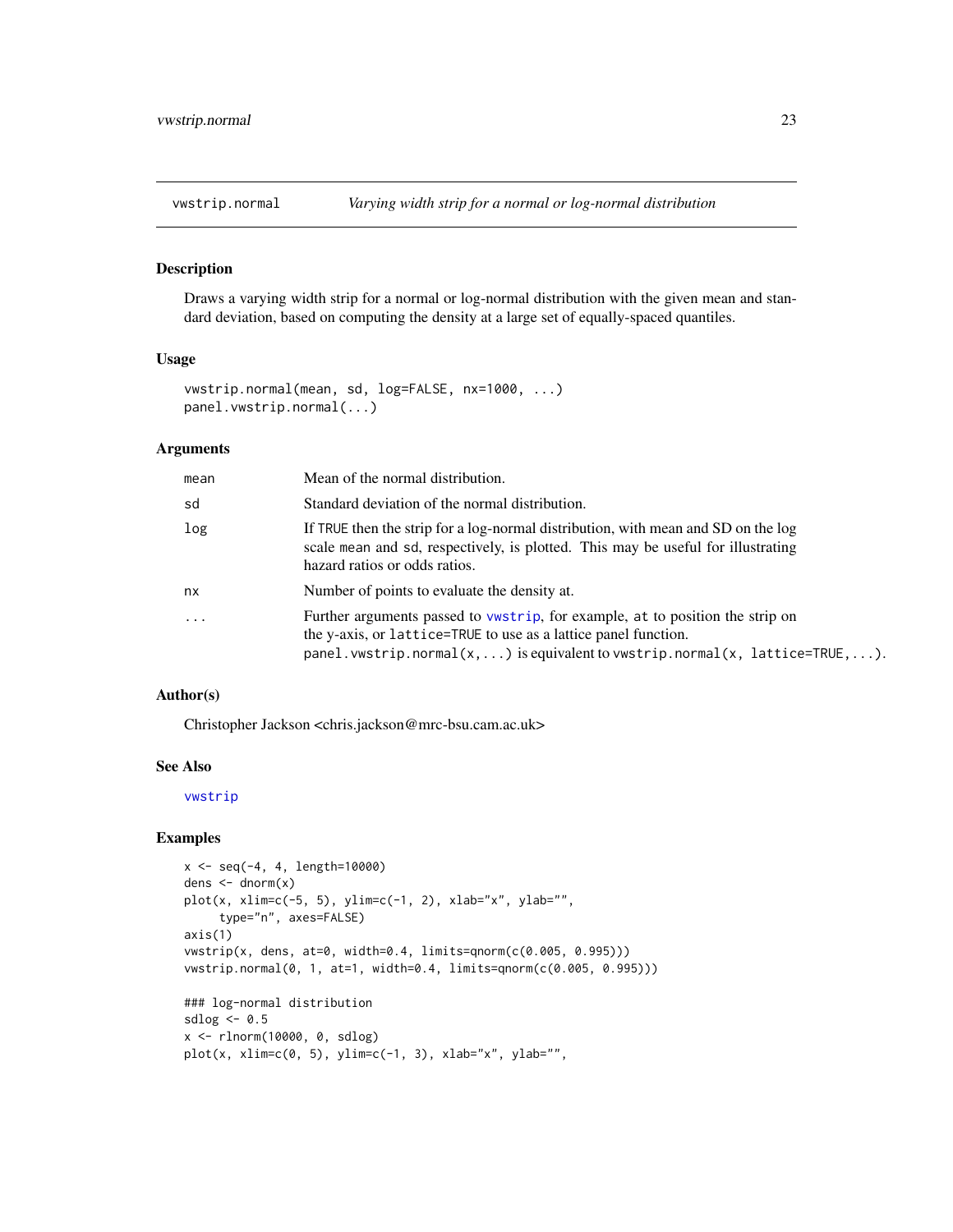`vwstrip.normal` *Varying width strip for a normal or log-normal distribution*

## Description

Draws a varying width strip for a normal or log-normal distribution with the given mean and standard deviation, based on computing the density at a large set of equally-spaced quantiles.

## Usage

```
vwstrip.normal(mean, sd, log=FALSE, nx=1000, ...)
panel.vwstrip.normal(...)
```

## Arguments

| | |
|---|---|
| `mean` | Mean of the normal distribution. |
| `sd` | Standard deviation of the normal distribution. |
| `log` | If `TRUE` then the strip for a log-normal distribution, with mean and SD on the log scale `mean` and `sd`, respectively, is plotted. This may be useful for illustrating hazard ratios or odds ratios. |
| `nx` | Number of points to evaluate the density at. |
| `...` | Further arguments passed to `vwstrip`, for example, `at` to position the strip on the y-axis, or `lattice=TRUE` to use as a lattice panel function. `panel.vwstrip.normal(x,...)` is equivalent to `vwstrip.normal(x, lattice=TRUE,...)`. |

## Author(s)

Christopher Jackson <chris.jackson@mrc-bsu.cam.ac.uk>

## See Also

`vwstrip`

## Examples

```
x <- seq(-4, 4, length=10000)
dens <- dnorm(x)
plot(x, xlim=c(-5, 5), ylim=c(-1, 2), xlab="x", ylab="",
     type="n", axes=FALSE)
axis(1)
vwstrip(x, dens, at=0, width=0.4, limits=qnorm(c(0.005, 0.995)))
vwstrip.normal(0, 1, at=1, width=0.4, limits=qnorm(c(0.005, 0.995)))

### log-normal distribution
sdlog <- 0.5
x <- rlnorm(10000, 0, sdlog)
plot(x, xlim=c(0, 5), ylim=c(-1, 3), xlab="x", ylab="",
```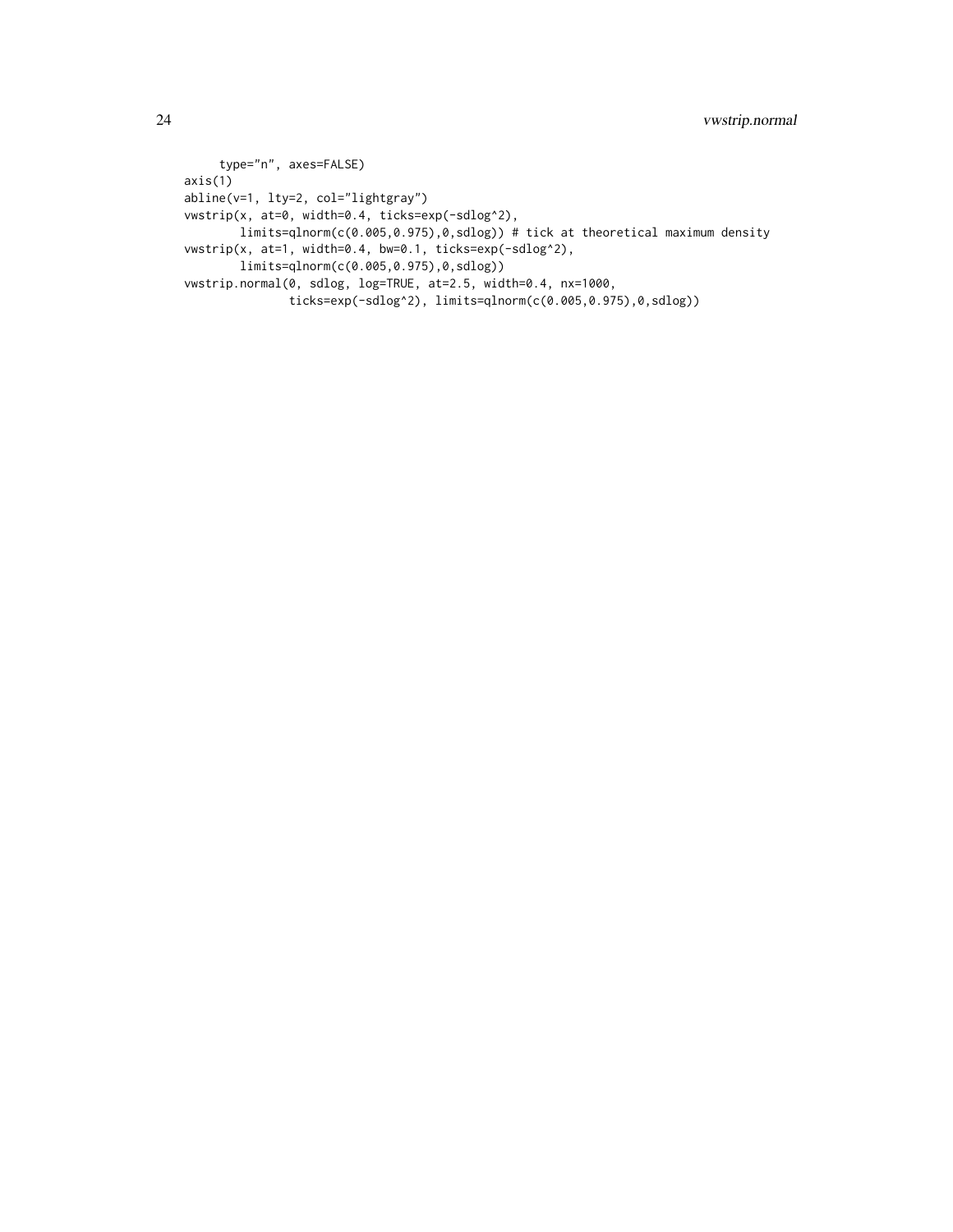```
     type="n", axes=FALSE)
axis(1)
abline(v=1, lty=2, col="lightgray")
vwstrip(x, at=0, width=0.4, ticks=exp(-sdlog^2),
        limits=qlnorm(c(0.005,0.975),0,sdlog)) # tick at theoretical maximum density
vwstrip(x, at=1, width=0.4, bw=0.1, ticks=exp(-sdlog^2),
        limits=qlnorm(c(0.005,0.975),0,sdlog))
vwstrip.normal(0, sdlog, log=TRUE, at=2.5, width=0.4, nx=1000,
               ticks=exp(-sdlog^2), limits=qlnorm(c(0.005,0.975),0,sdlog))
```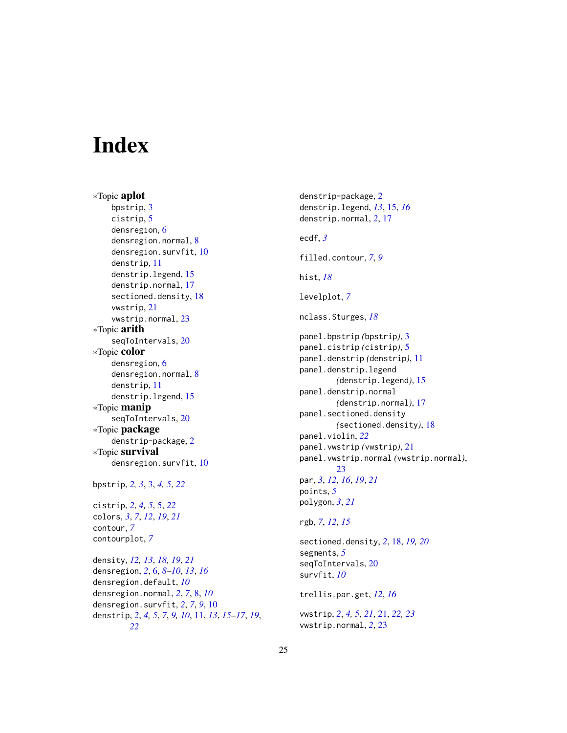# Index

*Topic **aplot**
- bpstrip, 3
- cistrip, 5
- densregion, 6
- densregion.normal, 8
- densregion.survfit, 10
- denstrip, 11
- denstrip.legend, 15
- denstrip.normal, 17
- sectioned.density, 18
- vwstrip, 21
- vwstrip.normal, 23

*Topic **arith**
- seqToIntervals, 20

*Topic **color**
- densregion, 6
- densregion.normal, 8
- denstrip, 11
- denstrip.legend, 15

*Topic **manip**
- seqToIntervals, 20

*Topic **package**
- denstrip-package, 2

*Topic **survival**
- densregion.survfit, 10

bpstrip, *2*, *3*, 3, *4*, *5*, *22*

cistrip, *2*, *4*, *5*, 5, *22*
colors, *3*, *7*, *12*, *19*, *21*
contour, *7*
contourplot, *7*

density, *12*, *13*, *18*, *19*, *21*
densregion, *2*, 6, *8–10*, *13*, *16*
densregion.default, *10*
densregion.normal, *2*, *7*, 8, *10*
densregion.survfit, *2*, *7*, *9*, 10
denstrip, *2*, *4*, *5*, *7*, *9*, *10*, 11, *13*, *15–17*, *19*, *22*

denstrip-package, 2
denstrip.legend, *13*, 15, *16*
denstrip.normal, *2*, 17

ecdf, *3*

filled.contour, *7*, *9*

hist, *18*

levelplot, *7*

nclass.Sturges, *18*

panel.bpstrip *(*bpstrip*)*, 3
panel.cistrip *(*cistrip*)*, 5
panel.denstrip *(*denstrip*)*, 11
panel.denstrip.legend *(*denstrip.legend*)*, 15
panel.denstrip.normal *(*denstrip.normal*)*, 17
panel.sectioned.density *(*sectioned.density*)*, 18
panel.violin, *22*
panel.vwstrip *(*vwstrip*)*, 21
panel.vwstrip.normal *(*vwstrip.normal*)*, 23
par, *3*, *12*, *16*, *19*, *21*
points, *5*
polygon, *3*, *21*

rgb, *7*, *12*, *15*

sectioned.density, *2*, 18, *19*, *20*
segments, *5*
seqToIntervals, 20
survfit, *10*

trellis.par.get, *12*, *16*

vwstrip, *2*, *4*, *5*, *21*, 21, *22*, *23*
vwstrip.normal, *2*, 23